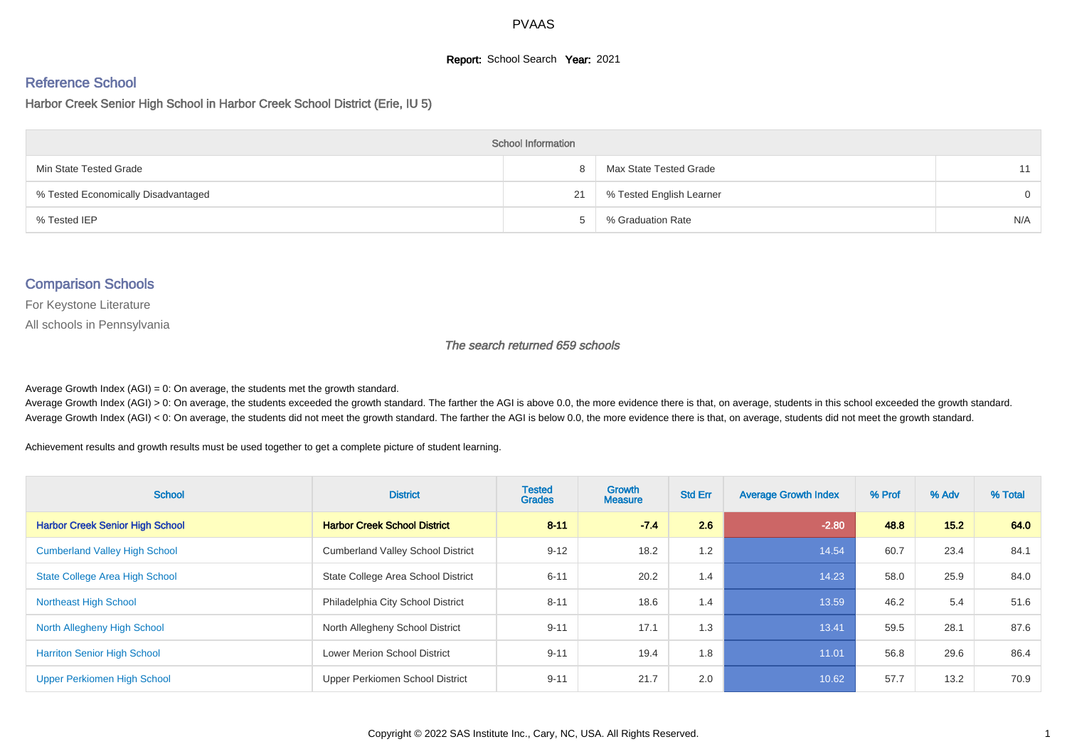PVAAS

**Report:** School Search **Year:** 2021

## Reference School

### Harbor Creek Senior High School in Harbor Creek School District (Erie, IU 5)

| School Information | | | |
|---|---|---|---|
| Min State Tested Grade | 8 | Max State Tested Grade | 11 |
| % Tested Economically Disadvantaged | 21 | % Tested English Learner | 0 |
| % Tested IEP | 5 | % Graduation Rate | N/A |

## Comparison Schools

For Keystone Literature

All schools in Pennsylvania

*The search returned 659 schools*

Average Growth Index (AGI) = 0: On average, the students met the growth standard.
Average Growth Index (AGI) > 0: On average, the students exceeded the growth standard. The farther the AGI is above 0.0, the more evidence there is that, on average, students in this school exceeded the growth standard.
Average Growth Index (AGI) < 0: On average, the students did not meet the growth standard. The farther the AGI is below 0.0, the more evidence there is that, on average, students did not meet the growth standard.

Achievement results and growth results must be used together to get a complete picture of student learning.

| School | District | Tested Grades | Growth Measure | Std Err | Average Growth Index | % Prof | % Adv | % Total |
|---|---|---|---|---|---|---|---|---|
| **Harbor Creek Senior High School** | **Harbor Creek School District** | **8-11** | **-7.4** | **2.6** | **-2.80** | **48.8** | **15.2** | **64.0** |
| Cumberland Valley High School | Cumberland Valley School District | 9-12 | 18.2 | 1.2 | 14.54 | 60.7 | 23.4 | 84.1 |
| State College Area High School | State College Area School District | 6-11 | 20.2 | 1.4 | 14.23 | 58.0 | 25.9 | 84.0 |
| Northeast High School | Philadelphia City School District | 8-11 | 18.6 | 1.4 | 13.59 | 46.2 | 5.4 | 51.6 |
| North Allegheny High School | North Allegheny School District | 9-11 | 17.1 | 1.3 | 13.41 | 59.5 | 28.1 | 87.6 |
| Harriton Senior High School | Lower Merion School District | 9-11 | 19.4 | 1.8 | 11.01 | 56.8 | 29.6 | 86.4 |
| Upper Perkiomen High School | Upper Perkiomen School District | 9-11 | 21.7 | 2.0 | 10.62 | 57.7 | 13.2 | 70.9 |

Copyright © 2022 SAS Institute Inc., Cary, NC, USA. All Rights Reserved.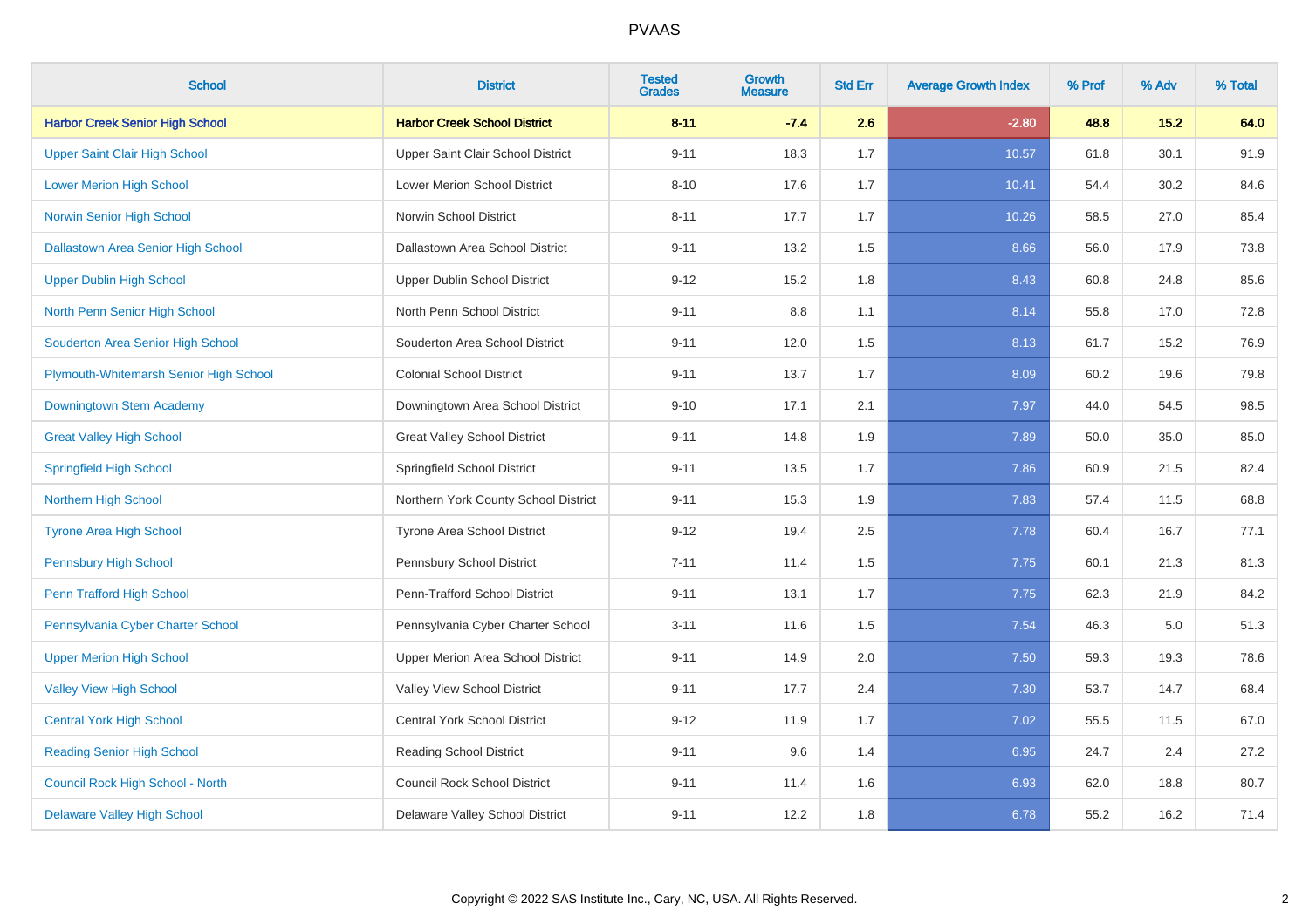| School | District | Tested Grades | Growth Measure | Std Err | Average Growth Index | % Prof | % Adv | % Total |
|---|---|---|---|---|---|---|---|---|
| **Harbor Creek Senior High School** | **Harbor Creek School District** | **8-11** | **-7.4** | **2.6** | **-2.80** | **48.8** | **15.2** | **64.0** |
| Upper Saint Clair High School | Upper Saint Clair School District | 9-11 | 18.3 | 1.7 | 10.57 | 61.8 | 30.1 | 91.9 |
| Lower Merion High School | Lower Merion School District | 8-10 | 17.6 | 1.7 | 10.41 | 54.4 | 30.2 | 84.6 |
| Norwin Senior High School | Norwin School District | 8-11 | 17.7 | 1.7 | 10.26 | 58.5 | 27.0 | 85.4 |
| Dallastown Area Senior High School | Dallastown Area School District | 9-11 | 13.2 | 1.5 | 8.66 | 56.0 | 17.9 | 73.8 |
| Upper Dublin High School | Upper Dublin School District | 9-12 | 15.2 | 1.8 | 8.43 | 60.8 | 24.8 | 85.6 |
| North Penn Senior High School | North Penn School District | 9-11 | 8.8 | 1.1 | 8.14 | 55.8 | 17.0 | 72.8 |
| Souderton Area Senior High School | Souderton Area School District | 9-11 | 12.0 | 1.5 | 8.13 | 61.7 | 15.2 | 76.9 |
| Plymouth-Whitemarsh Senior High School | Colonial School District | 9-11 | 13.7 | 1.7 | 8.09 | 60.2 | 19.6 | 79.8 |
| Downingtown Stem Academy | Downingtown Area School District | 9-10 | 17.1 | 2.1 | 7.97 | 44.0 | 54.5 | 98.5 |
| Great Valley High School | Great Valley School District | 9-11 | 14.8 | 1.9 | 7.89 | 50.0 | 35.0 | 85.0 |
| Springfield High School | Springfield School District | 9-11 | 13.5 | 1.7 | 7.86 | 60.9 | 21.5 | 82.4 |
| Northern High School | Northern York County School District | 9-11 | 15.3 | 1.9 | 7.83 | 57.4 | 11.5 | 68.8 |
| Tyrone Area High School | Tyrone Area School District | 9-12 | 19.4 | 2.5 | 7.78 | 60.4 | 16.7 | 77.1 |
| Pennsbury High School | Pennsbury School District | 7-11 | 11.4 | 1.5 | 7.75 | 60.1 | 21.3 | 81.3 |
| Penn Trafford High School | Penn-Trafford School District | 9-11 | 13.1 | 1.7 | 7.75 | 62.3 | 21.9 | 84.2 |
| Pennsylvania Cyber Charter School | Pennsylvania Cyber Charter School | 3-11 | 11.6 | 1.5 | 7.54 | 46.3 | 5.0 | 51.3 |
| Upper Merion High School | Upper Merion Area School District | 9-11 | 14.9 | 2.0 | 7.50 | 59.3 | 19.3 | 78.6 |
| Valley View High School | Valley View School District | 9-11 | 17.7 | 2.4 | 7.30 | 53.7 | 14.7 | 68.4 |
| Central York High School | Central York School District | 9-12 | 11.9 | 1.7 | 7.02 | 55.5 | 11.5 | 67.0 |
| Reading Senior High School | Reading School District | 9-11 | 9.6 | 1.4 | 6.95 | 24.7 | 2.4 | 27.2 |
| Council Rock High School - North | Council Rock School District | 9-11 | 11.4 | 1.6 | 6.93 | 62.0 | 18.8 | 80.7 |
| Delaware Valley High School | Delaware Valley School District | 9-11 | 12.2 | 1.8 | 6.78 | 55.2 | 16.2 | 71.4 |

Copyright © 2022 SAS Institute Inc., Cary, NC, USA. All Rights Reserved.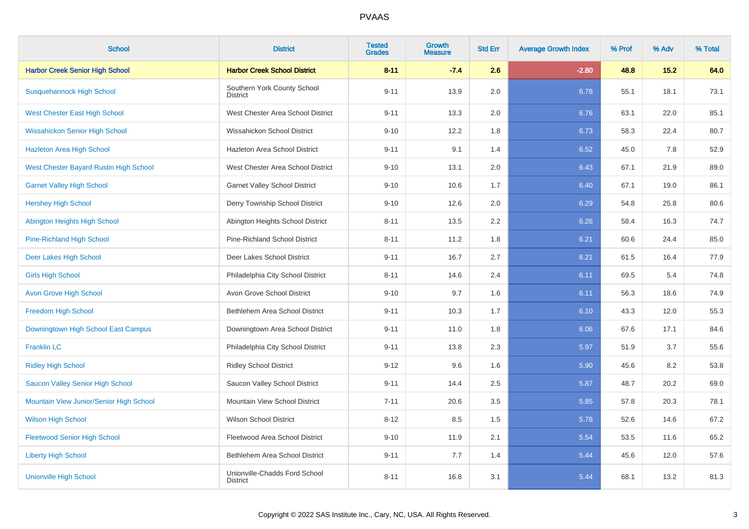# PVAAS

| School | District | Tested Grades | Growth Measure | Std Err | Average Growth Index | % Prof | % Adv | % Total |
|---|---|---|---|---|---|---|---|---|
| **Harbor Creek Senior High School** | **Harbor Creek School District** | **8-11** | **-7.4** | **2.6** | **-2.80** | **48.8** | **15.2** | **64.0** |
| Susquehannock High School | Southern York County School District | 9-11 | 13.9 | 2.0 | 6.78 | 55.1 | 18.1 | 73.1 |
| West Chester East High School | West Chester Area School District | 9-11 | 13.3 | 2.0 | 6.76 | 63.1 | 22.0 | 85.1 |
| Wissahickon Senior High School | Wissahickon School District | 9-10 | 12.2 | 1.8 | 6.73 | 58.3 | 22.4 | 80.7 |
| Hazleton Area High School | Hazleton Area School District | 9-11 | 9.1 | 1.4 | 6.52 | 45.0 | 7.8 | 52.9 |
| West Chester Bayard Rustin High School | West Chester Area School District | 9-10 | 13.1 | 2.0 | 6.43 | 67.1 | 21.9 | 89.0 |
| Garnet Valley High School | Garnet Valley School District | 9-10 | 10.6 | 1.7 | 6.40 | 67.1 | 19.0 | 86.1 |
| Hershey High School | Derry Township School District | 9-10 | 12.6 | 2.0 | 6.29 | 54.8 | 25.8 | 80.6 |
| Abington Heights High School | Abington Heights School District | 8-11 | 13.5 | 2.2 | 6.26 | 58.4 | 16.3 | 74.7 |
| Pine-Richland High School | Pine-Richland School District | 8-11 | 11.2 | 1.8 | 6.21 | 60.6 | 24.4 | 85.0 |
| Deer Lakes High School | Deer Lakes School District | 9-11 | 16.7 | 2.7 | 6.21 | 61.5 | 16.4 | 77.9 |
| Girls High School | Philadelphia City School District | 8-11 | 14.6 | 2.4 | 6.11 | 69.5 | 5.4 | 74.8 |
| Avon Grove High School | Avon Grove School District | 9-10 | 9.7 | 1.6 | 6.11 | 56.3 | 18.6 | 74.9 |
| Freedom High School | Bethlehem Area School District | 9-11 | 10.3 | 1.7 | 6.10 | 43.3 | 12.0 | 55.3 |
| Downingtown High School East Campus | Downingtown Area School District | 9-11 | 11.0 | 1.8 | 6.06 | 67.6 | 17.1 | 84.6 |
| Franklin LC | Philadelphia City School District | 9-11 | 13.8 | 2.3 | 5.97 | 51.9 | 3.7 | 55.6 |
| Ridley High School | Ridley School District | 9-12 | 9.6 | 1.6 | 5.90 | 45.6 | 8.2 | 53.8 |
| Saucon Valley Senior High School | Saucon Valley School District | 9-11 | 14.4 | 2.5 | 5.87 | 48.7 | 20.2 | 69.0 |
| Mountain View Junior/Senior High School | Mountain View School District | 7-11 | 20.6 | 3.5 | 5.85 | 57.8 | 20.3 | 78.1 |
| Wilson High School | Wilson School District | 8-12 | 8.5 | 1.5 | 5.78 | 52.6 | 14.6 | 67.2 |
| Fleetwood Senior High School | Fleetwood Area School District | 9-10 | 11.9 | 2.1 | 5.54 | 53.5 | 11.6 | 65.2 |
| Liberty High School | Bethlehem Area School District | 9-11 | 7.7 | 1.4 | 5.44 | 45.6 | 12.0 | 57.6 |
| Unionville High School | Unionville-Chadds Ford School District | 8-11 | 16.8 | 3.1 | 5.44 | 68.1 | 13.2 | 81.3 |

Copyright © 2022 SAS Institute Inc., Cary, NC, USA. All Rights Reserved.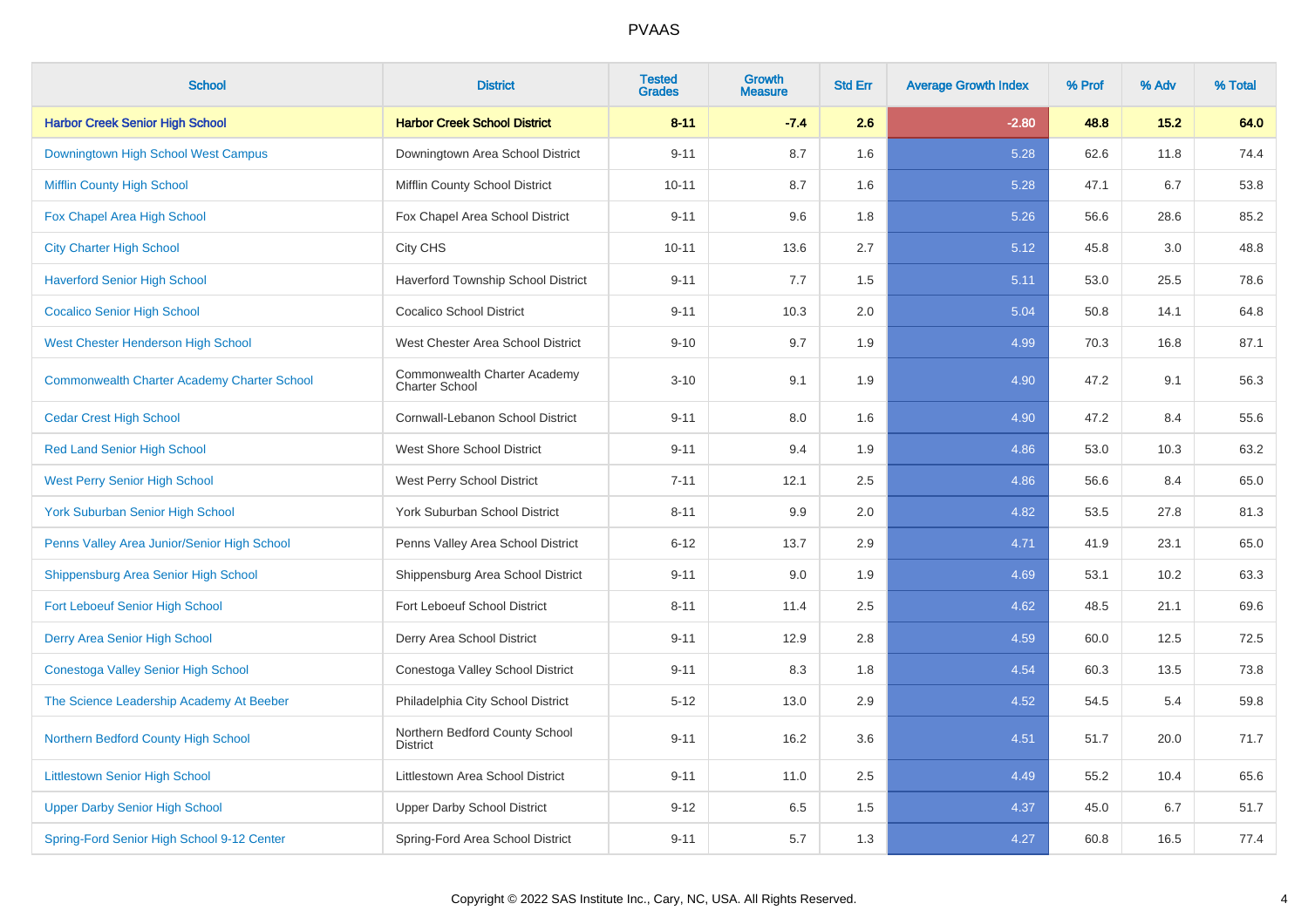# PVAAS

| School | District | Tested Grades | Growth Measure | Std Err | Average Growth Index | % Prof | % Adv | % Total |
|---|---|---|---|---|---|---|---|---|
| **Harbor Creek Senior High School** | **Harbor Creek School District** | **8-11** | **-7.4** | **2.6** | **-2.80** | **48.8** | **15.2** | **64.0** |
| Downingtown High School West Campus | Downingtown Area School District | 9-11 | 8.7 | 1.6 | 5.28 | 62.6 | 11.8 | 74.4 |
| Mifflin County High School | Mifflin County School District | 10-11 | 8.7 | 1.6 | 5.28 | 47.1 | 6.7 | 53.8 |
| Fox Chapel Area High School | Fox Chapel Area School District | 9-11 | 9.6 | 1.8 | 5.26 | 56.6 | 28.6 | 85.2 |
| City Charter High School | City CHS | 10-11 | 13.6 | 2.7 | 5.12 | 45.8 | 3.0 | 48.8 |
| Haverford Senior High School | Haverford Township School District | 9-11 | 7.7 | 1.5 | 5.11 | 53.0 | 25.5 | 78.6 |
| Cocalico Senior High School | Cocalico School District | 9-11 | 10.3 | 2.0 | 5.04 | 50.8 | 14.1 | 64.8 |
| West Chester Henderson High School | West Chester Area School District | 9-10 | 9.7 | 1.9 | 4.99 | 70.3 | 16.8 | 87.1 |
| Commonwealth Charter Academy Charter School | Commonwealth Charter Academy Charter School | 3-10 | 9.1 | 1.9 | 4.90 | 47.2 | 9.1 | 56.3 |
| Cedar Crest High School | Cornwall-Lebanon School District | 9-11 | 8.0 | 1.6 | 4.90 | 47.2 | 8.4 | 55.6 |
| Red Land Senior High School | West Shore School District | 9-11 | 9.4 | 1.9 | 4.86 | 53.0 | 10.3 | 63.2 |
| West Perry Senior High School | West Perry School District | 7-11 | 12.1 | 2.5 | 4.86 | 56.6 | 8.4 | 65.0 |
| York Suburban Senior High School | York Suburban School District | 8-11 | 9.9 | 2.0 | 4.82 | 53.5 | 27.8 | 81.3 |
| Penns Valley Area Junior/Senior High School | Penns Valley Area School District | 6-12 | 13.7 | 2.9 | 4.71 | 41.9 | 23.1 | 65.0 |
| Shippensburg Area Senior High School | Shippensburg Area School District | 9-11 | 9.0 | 1.9 | 4.69 | 53.1 | 10.2 | 63.3 |
| Fort Leboeuf Senior High School | Fort Leboeuf School District | 8-11 | 11.4 | 2.5 | 4.62 | 48.5 | 21.1 | 69.6 |
| Derry Area Senior High School | Derry Area School District | 9-11 | 12.9 | 2.8 | 4.59 | 60.0 | 12.5 | 72.5 |
| Conestoga Valley Senior High School | Conestoga Valley School District | 9-11 | 8.3 | 1.8 | 4.54 | 60.3 | 13.5 | 73.8 |
| The Science Leadership Academy At Beeber | Philadelphia City School District | 5-12 | 13.0 | 2.9 | 4.52 | 54.5 | 5.4 | 59.8 |
| Northern Bedford County High School | Northern Bedford County School District | 9-11 | 16.2 | 3.6 | 4.51 | 51.7 | 20.0 | 71.7 |
| Littlestown Senior High School | Littlestown Area School District | 9-11 | 11.0 | 2.5 | 4.49 | 55.2 | 10.4 | 65.6 |
| Upper Darby Senior High School | Upper Darby School District | 9-12 | 6.5 | 1.5 | 4.37 | 45.0 | 6.7 | 51.7 |
| Spring-Ford Senior High School 9-12 Center | Spring-Ford Area School District | 9-11 | 5.7 | 1.3 | 4.27 | 60.8 | 16.5 | 77.4 |

Copyright © 2022 SAS Institute Inc., Cary, NC, USA. All Rights Reserved.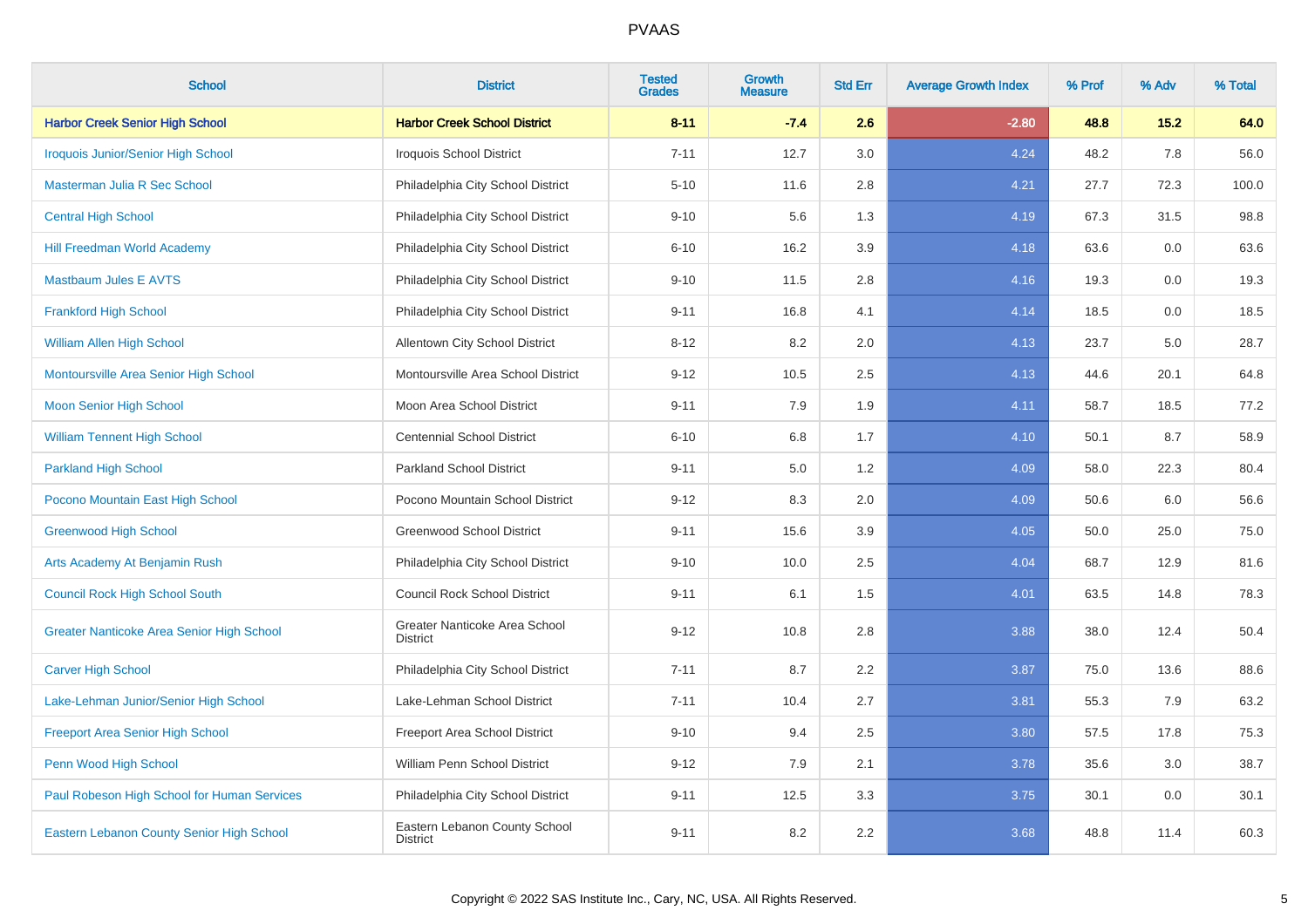# PVAAS

| School | District | Tested Grades | Growth Measure | Std Err | Average Growth Index | % Prof | % Adv | % Total |
|---|---|---|---|---|---|---|---|---|
| **Harbor Creek Senior High School** | **Harbor Creek School District** | **8-11** | **-7.4** | **2.6** | **-2.80** | **48.8** | **15.2** | **64.0** |
| Iroquois Junior/Senior High School | Iroquois School District | 7-11 | 12.7 | 3.0 | 4.24 | 48.2 | 7.8 | 56.0 |
| Masterman Julia R Sec School | Philadelphia City School District | 5-10 | 11.6 | 2.8 | 4.21 | 27.7 | 72.3 | 100.0 |
| Central High School | Philadelphia City School District | 9-10 | 5.6 | 1.3 | 4.19 | 67.3 | 31.5 | 98.8 |
| Hill Freedman World Academy | Philadelphia City School District | 6-10 | 16.2 | 3.9 | 4.18 | 63.6 | 0.0 | 63.6 |
| Mastbaum Jules E AVTS | Philadelphia City School District | 9-10 | 11.5 | 2.8 | 4.16 | 19.3 | 0.0 | 19.3 |
| Frankford High School | Philadelphia City School District | 9-11 | 16.8 | 4.1 | 4.14 | 18.5 | 0.0 | 18.5 |
| William Allen High School | Allentown City School District | 8-12 | 8.2 | 2.0 | 4.13 | 23.7 | 5.0 | 28.7 |
| Montoursville Area Senior High School | Montoursville Area School District | 9-12 | 10.5 | 2.5 | 4.13 | 44.6 | 20.1 | 64.8 |
| Moon Senior High School | Moon Area School District | 9-11 | 7.9 | 1.9 | 4.11 | 58.7 | 18.5 | 77.2 |
| William Tennent High School | Centennial School District | 6-10 | 6.8 | 1.7 | 4.10 | 50.1 | 8.7 | 58.9 |
| Parkland High School | Parkland School District | 9-11 | 5.0 | 1.2 | 4.09 | 58.0 | 22.3 | 80.4 |
| Pocono Mountain East High School | Pocono Mountain School District | 9-12 | 8.3 | 2.0 | 4.09 | 50.6 | 6.0 | 56.6 |
| Greenwood High School | Greenwood School District | 9-11 | 15.6 | 3.9 | 4.05 | 50.0 | 25.0 | 75.0 |
| Arts Academy At Benjamin Rush | Philadelphia City School District | 9-10 | 10.0 | 2.5 | 4.04 | 68.7 | 12.9 | 81.6 |
| Council Rock High School South | Council Rock School District | 9-11 | 6.1 | 1.5 | 4.01 | 63.5 | 14.8 | 78.3 |
| Greater Nanticoke Area Senior High School | Greater Nanticoke Area School District | 9-12 | 10.8 | 2.8 | 3.88 | 38.0 | 12.4 | 50.4 |
| Carver High School | Philadelphia City School District | 7-11 | 8.7 | 2.2 | 3.87 | 75.0 | 13.6 | 88.6 |
| Lake-Lehman Junior/Senior High School | Lake-Lehman School District | 7-11 | 10.4 | 2.7 | 3.81 | 55.3 | 7.9 | 63.2 |
| Freeport Area Senior High School | Freeport Area School District | 9-10 | 9.4 | 2.5 | 3.80 | 57.5 | 17.8 | 75.3 |
| Penn Wood High School | William Penn School District | 9-12 | 7.9 | 2.1 | 3.78 | 35.6 | 3.0 | 38.7 |
| Paul Robeson High School for Human Services | Philadelphia City School District | 9-11 | 12.5 | 3.3 | 3.75 | 30.1 | 0.0 | 30.1 |
| Eastern Lebanon County Senior High School | Eastern Lebanon County School District | 9-11 | 8.2 | 2.2 | 3.68 | 48.8 | 11.4 | 60.3 |

Copyright © 2022 SAS Institute Inc., Cary, NC, USA. All Rights Reserved.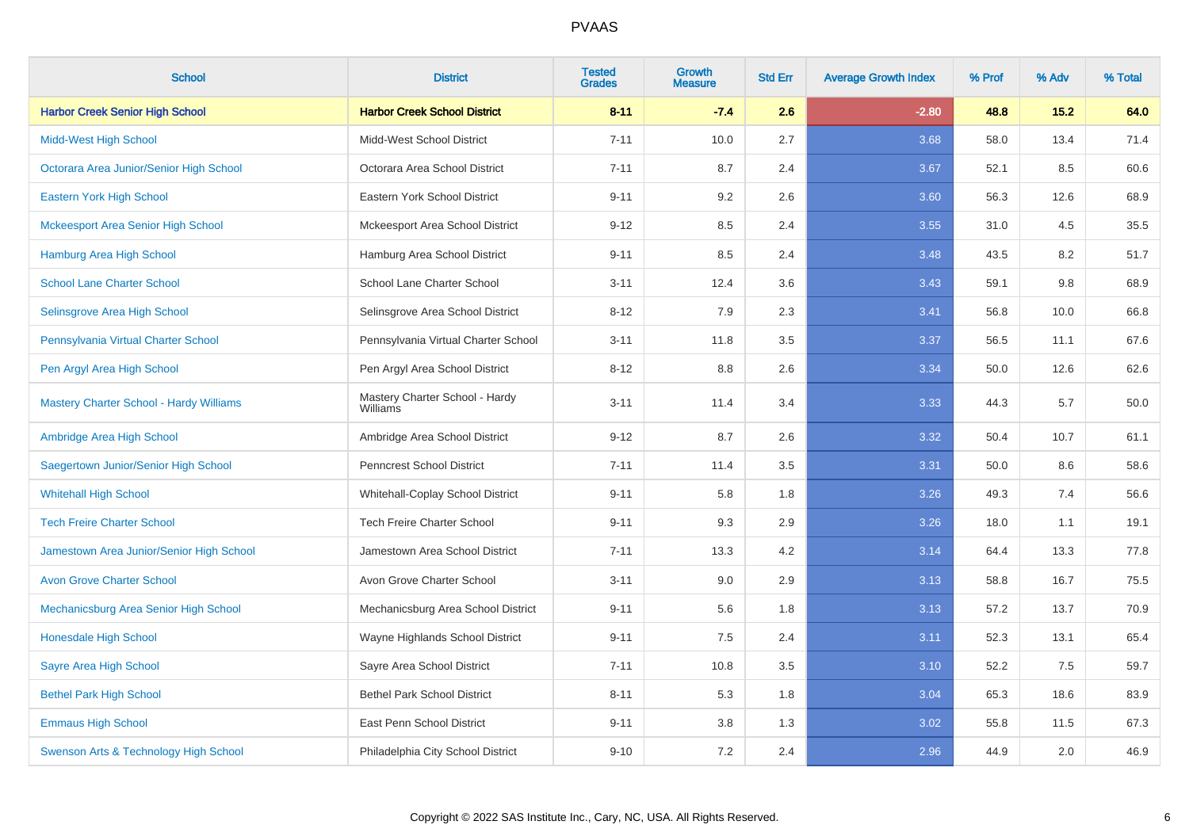| School | District | Tested Grades | Growth Measure | Std Err | Average Growth Index | % Prof | % Adv | % Total |
|---|---|---|---|---|---|---|---|---|
| **Harbor Creek Senior High School** | **Harbor Creek School District** | **8-11** | **-7.4** | **2.6** | **-2.80** | **48.8** | **15.2** | **64.0** |
| Midd-West High School | Midd-West School District | 7-11 | 10.0 | 2.7 | 3.68 | 58.0 | 13.4 | 71.4 |
| Octorara Area Junior/Senior High School | Octorara Area School District | 7-11 | 8.7 | 2.4 | 3.67 | 52.1 | 8.5 | 60.6 |
| Eastern York High School | Eastern York School District | 9-11 | 9.2 | 2.6 | 3.60 | 56.3 | 12.6 | 68.9 |
| Mckeesport Area Senior High School | Mckeesport Area School District | 9-12 | 8.5 | 2.4 | 3.55 | 31.0 | 4.5 | 35.5 |
| Hamburg Area High School | Hamburg Area School District | 9-11 | 8.5 | 2.4 | 3.48 | 43.5 | 8.2 | 51.7 |
| School Lane Charter School | School Lane Charter School | 3-11 | 12.4 | 3.6 | 3.43 | 59.1 | 9.8 | 68.9 |
| Selinsgrove Area High School | Selinsgrove Area School District | 8-12 | 7.9 | 2.3 | 3.41 | 56.8 | 10.0 | 66.8 |
| Pennsylvania Virtual Charter School | Pennsylvania Virtual Charter School | 3-11 | 11.8 | 3.5 | 3.37 | 56.5 | 11.1 | 67.6 |
| Pen Argyl Area High School | Pen Argyl Area School District | 8-12 | 8.8 | 2.6 | 3.34 | 50.0 | 12.6 | 62.6 |
| Mastery Charter School - Hardy Williams | Mastery Charter School - Hardy Williams | 3-11 | 11.4 | 3.4 | 3.33 | 44.3 | 5.7 | 50.0 |
| Ambridge Area High School | Ambridge Area School District | 9-12 | 8.7 | 2.6 | 3.32 | 50.4 | 10.7 | 61.1 |
| Saegertown Junior/Senior High School | Penncrest School District | 7-11 | 11.4 | 3.5 | 3.31 | 50.0 | 8.6 | 58.6 |
| Whitehall High School | Whitehall-Coplay School District | 9-11 | 5.8 | 1.8 | 3.26 | 49.3 | 7.4 | 56.6 |
| Tech Freire Charter School | Tech Freire Charter School | 9-11 | 9.3 | 2.9 | 3.26 | 18.0 | 1.1 | 19.1 |
| Jamestown Area Junior/Senior High School | Jamestown Area School District | 7-11 | 13.3 | 4.2 | 3.14 | 64.4 | 13.3 | 77.8 |
| Avon Grove Charter School | Avon Grove Charter School | 3-11 | 9.0 | 2.9 | 3.13 | 58.8 | 16.7 | 75.5 |
| Mechanicsburg Area Senior High School | Mechanicsburg Area School District | 9-11 | 5.6 | 1.8 | 3.13 | 57.2 | 13.7 | 70.9 |
| Honesdale High School | Wayne Highlands School District | 9-11 | 7.5 | 2.4 | 3.11 | 52.3 | 13.1 | 65.4 |
| Sayre Area High School | Sayre Area School District | 7-11 | 10.8 | 3.5 | 3.10 | 52.2 | 7.5 | 59.7 |
| Bethel Park High School | Bethel Park School District | 8-11 | 5.3 | 1.8 | 3.04 | 65.3 | 18.6 | 83.9 |
| Emmaus High School | East Penn School District | 9-11 | 3.8 | 1.3 | 3.02 | 55.8 | 11.5 | 67.3 |
| Swenson Arts & Technology High School | Philadelphia City School District | 9-10 | 7.2 | 2.4 | 2.96 | 44.9 | 2.0 | 46.9 |

Copyright © 2022 SAS Institute Inc., Cary, NC, USA. All Rights Reserved.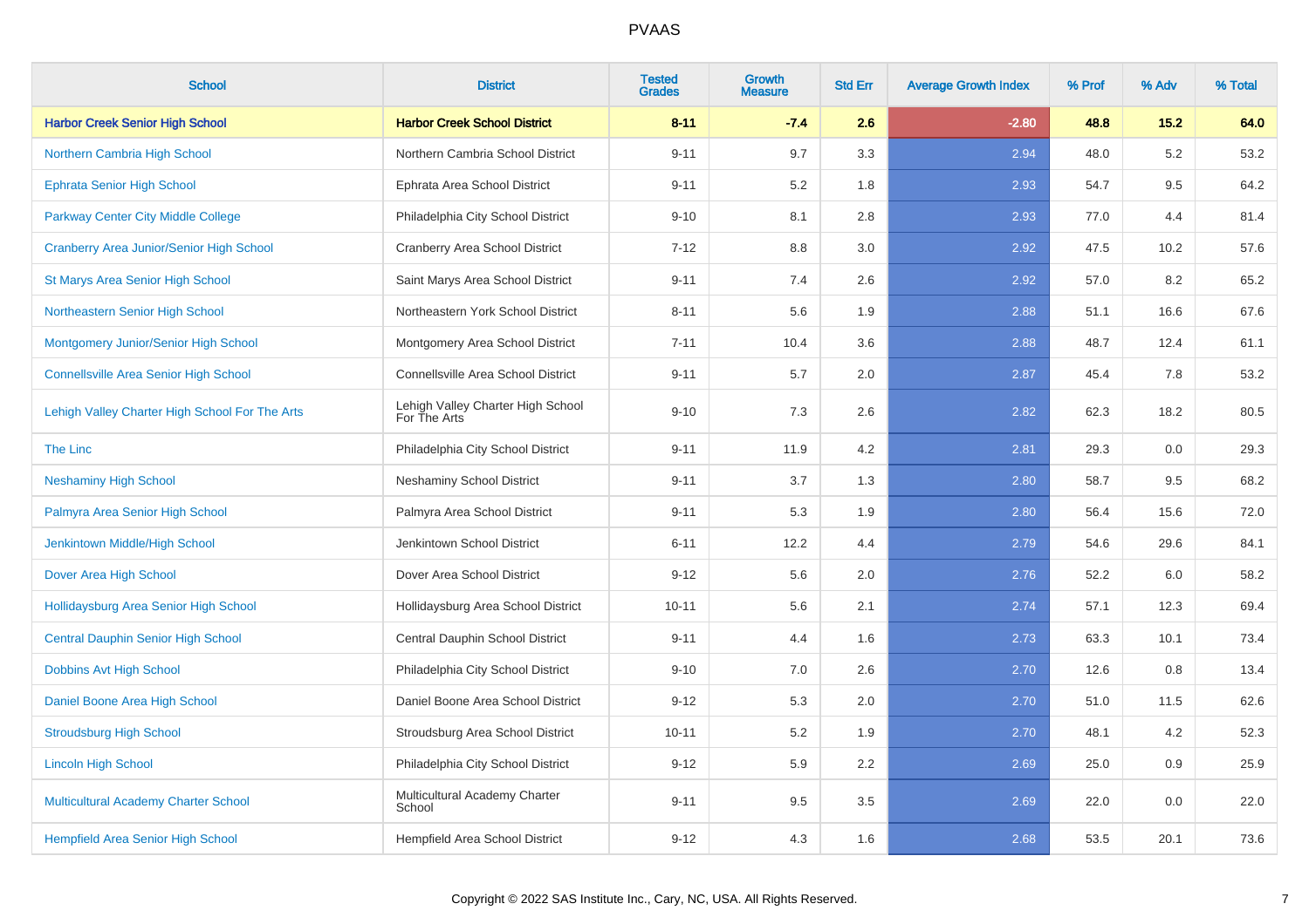PVAAS

| School | District | Tested Grades | Growth Measure | Std Err | Average Growth Index | % Prof | % Adv | % Total |
|---|---|---|---|---|---|---|---|---|
| **Harbor Creek Senior High School** | **Harbor Creek School District** | **8-11** | **-7.4** | **2.6** | **-2.80** | **48.8** | **15.2** | **64.0** |
| Northern Cambria High School | Northern Cambria School District | 9-11 | 9.7 | 3.3 | 2.94 | 48.0 | 5.2 | 53.2 |
| Ephrata Senior High School | Ephrata Area School District | 9-11 | 5.2 | 1.8 | 2.93 | 54.7 | 9.5 | 64.2 |
| Parkway Center City Middle College | Philadelphia City School District | 9-10 | 8.1 | 2.8 | 2.93 | 77.0 | 4.4 | 81.4 |
| Cranberry Area Junior/Senior High School | Cranberry Area School District | 7-12 | 8.8 | 3.0 | 2.92 | 47.5 | 10.2 | 57.6 |
| St Marys Area Senior High School | Saint Marys Area School District | 9-11 | 7.4 | 2.6 | 2.92 | 57.0 | 8.2 | 65.2 |
| Northeastern Senior High School | Northeastern York School District | 8-11 | 5.6 | 1.9 | 2.88 | 51.1 | 16.6 | 67.6 |
| Montgomery Junior/Senior High School | Montgomery Area School District | 7-11 | 10.4 | 3.6 | 2.88 | 48.7 | 12.4 | 61.1 |
| Connellsville Area Senior High School | Connellsville Area School District | 9-11 | 5.7 | 2.0 | 2.87 | 45.4 | 7.8 | 53.2 |
| Lehigh Valley Charter High School For The Arts | Lehigh Valley Charter High School For The Arts | 9-10 | 7.3 | 2.6 | 2.82 | 62.3 | 18.2 | 80.5 |
| The Linc | Philadelphia City School District | 9-11 | 11.9 | 4.2 | 2.81 | 29.3 | 0.0 | 29.3 |
| Neshaminy High School | Neshaminy School District | 9-11 | 3.7 | 1.3 | 2.80 | 58.7 | 9.5 | 68.2 |
| Palmyra Area Senior High School | Palmyra Area School District | 9-11 | 5.3 | 1.9 | 2.80 | 56.4 | 15.6 | 72.0 |
| Jenkintown Middle/High School | Jenkintown School District | 6-11 | 12.2 | 4.4 | 2.79 | 54.6 | 29.6 | 84.1 |
| Dover Area High School | Dover Area School District | 9-12 | 5.6 | 2.0 | 2.76 | 52.2 | 6.0 | 58.2 |
| Hollidaysburg Area Senior High School | Hollidaysburg Area School District | 10-11 | 5.6 | 2.1 | 2.74 | 57.1 | 12.3 | 69.4 |
| Central Dauphin Senior High School | Central Dauphin School District | 9-11 | 4.4 | 1.6 | 2.73 | 63.3 | 10.1 | 73.4 |
| Dobbins Avt High School | Philadelphia City School District | 9-10 | 7.0 | 2.6 | 2.70 | 12.6 | 0.8 | 13.4 |
| Daniel Boone Area High School | Daniel Boone Area School District | 9-12 | 5.3 | 2.0 | 2.70 | 51.0 | 11.5 | 62.6 |
| Stroudsburg High School | Stroudsburg Area School District | 10-11 | 5.2 | 1.9 | 2.70 | 48.1 | 4.2 | 52.3 |
| Lincoln High School | Philadelphia City School District | 9-12 | 5.9 | 2.2 | 2.69 | 25.0 | 0.9 | 25.9 |
| Multicultural Academy Charter School | Multicultural Academy Charter School | 9-11 | 9.5 | 3.5 | 2.69 | 22.0 | 0.0 | 22.0 |
| Hempfield Area Senior High School | Hempfield Area School District | 9-12 | 4.3 | 1.6 | 2.68 | 53.5 | 20.1 | 73.6 |

Copyright © 2022 SAS Institute Inc., Cary, NC, USA. All Rights Reserved.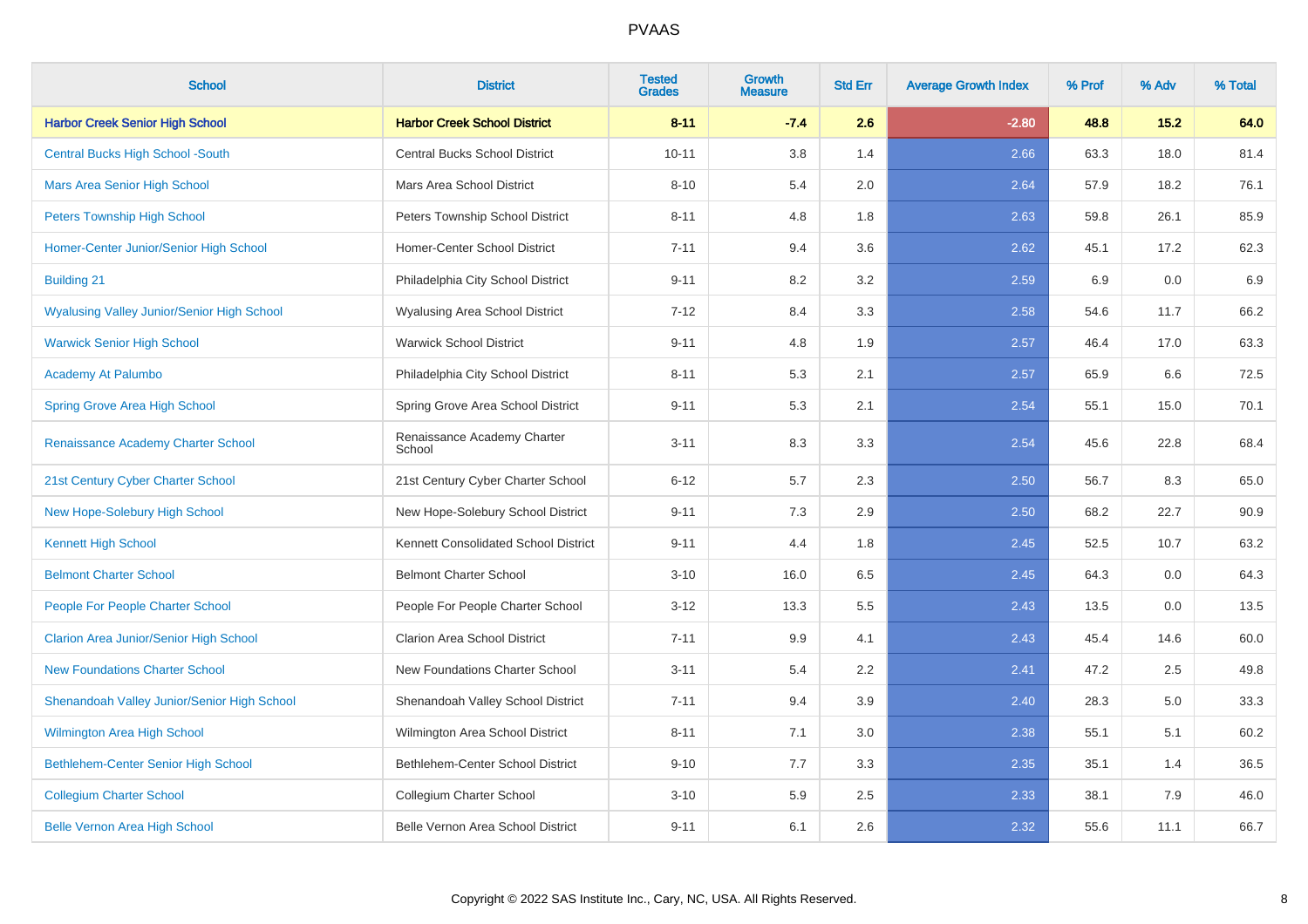| School | District | Tested Grades | Growth Measure | Std Err | Average Growth Index | % Prof | % Adv | % Total |
|---|---|---|---|---|---|---|---|---|
| **Harbor Creek Senior High School** | **Harbor Creek School District** | **8-11** | **-7.4** | **2.6** | **-2.80** | **48.8** | **15.2** | **64.0** |
| Central Bucks High School -South | Central Bucks School District | 10-11 | 3.8 | 1.4 | 2.66 | 63.3 | 18.0 | 81.4 |
| Mars Area Senior High School | Mars Area School District | 8-10 | 5.4 | 2.0 | 2.64 | 57.9 | 18.2 | 76.1 |
| Peters Township High School | Peters Township School District | 8-11 | 4.8 | 1.8 | 2.63 | 59.8 | 26.1 | 85.9 |
| Homer-Center Junior/Senior High School | Homer-Center School District | 7-11 | 9.4 | 3.6 | 2.62 | 45.1 | 17.2 | 62.3 |
| Building 21 | Philadelphia City School District | 9-11 | 8.2 | 3.2 | 2.59 | 6.9 | 0.0 | 6.9 |
| Wyalusing Valley Junior/Senior High School | Wyalusing Area School District | 7-12 | 8.4 | 3.3 | 2.58 | 54.6 | 11.7 | 66.2 |
| Warwick Senior High School | Warwick School District | 9-11 | 4.8 | 1.9 | 2.57 | 46.4 | 17.0 | 63.3 |
| Academy At Palumbo | Philadelphia City School District | 8-11 | 5.3 | 2.1 | 2.57 | 65.9 | 6.6 | 72.5 |
| Spring Grove Area High School | Spring Grove Area School District | 9-11 | 5.3 | 2.1 | 2.54 | 55.1 | 15.0 | 70.1 |
| Renaissance Academy Charter School | Renaissance Academy Charter School | 3-11 | 8.3 | 3.3 | 2.54 | 45.6 | 22.8 | 68.4 |
| 21st Century Cyber Charter School | 21st Century Cyber Charter School | 6-12 | 5.7 | 2.3 | 2.50 | 56.7 | 8.3 | 65.0 |
| New Hope-Solebury High School | New Hope-Solebury School District | 9-11 | 7.3 | 2.9 | 2.50 | 68.2 | 22.7 | 90.9 |
| Kennett High School | Kennett Consolidated School District | 9-11 | 4.4 | 1.8 | 2.45 | 52.5 | 10.7 | 63.2 |
| Belmont Charter School | Belmont Charter School | 3-10 | 16.0 | 6.5 | 2.45 | 64.3 | 0.0 | 64.3 |
| People For People Charter School | People For People Charter School | 3-12 | 13.3 | 5.5 | 2.43 | 13.5 | 0.0 | 13.5 |
| Clarion Area Junior/Senior High School | Clarion Area School District | 7-11 | 9.9 | 4.1 | 2.43 | 45.4 | 14.6 | 60.0 |
| New Foundations Charter School | New Foundations Charter School | 3-11 | 5.4 | 2.2 | 2.41 | 47.2 | 2.5 | 49.8 |
| Shenandoah Valley Junior/Senior High School | Shenandoah Valley School District | 7-11 | 9.4 | 3.9 | 2.40 | 28.3 | 5.0 | 33.3 |
| Wilmington Area High School | Wilmington Area School District | 8-11 | 7.1 | 3.0 | 2.38 | 55.1 | 5.1 | 60.2 |
| Bethlehem-Center Senior High School | Bethlehem-Center School District | 9-10 | 7.7 | 3.3 | 2.35 | 35.1 | 1.4 | 36.5 |
| Collegium Charter School | Collegium Charter School | 3-10 | 5.9 | 2.5 | 2.33 | 38.1 | 7.9 | 46.0 |
| Belle Vernon Area High School | Belle Vernon Area School District | 9-11 | 6.1 | 2.6 | 2.32 | 55.6 | 11.1 | 66.7 |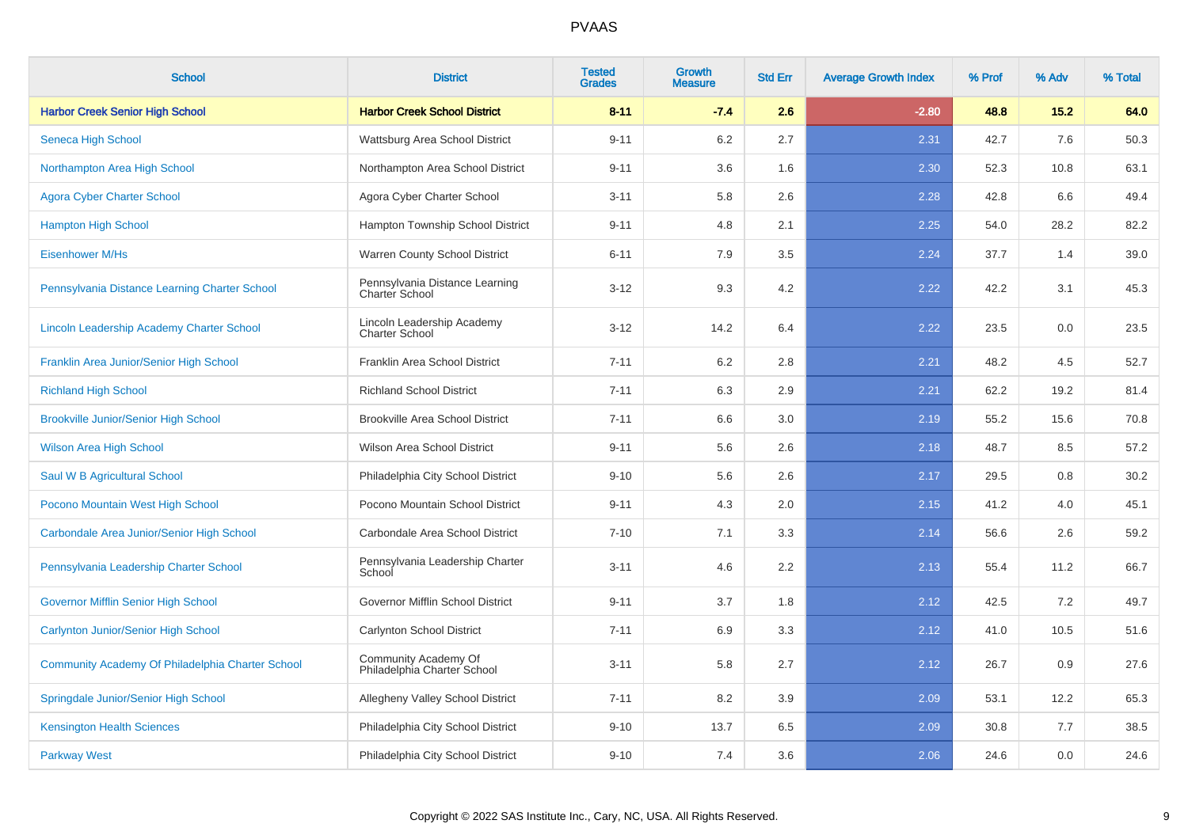| School | District | Tested Grades | Growth Measure | Std Err | Average Growth Index | % Prof | % Adv | % Total |
|---|---|---|---|---|---|---|---|---|
| **Harbor Creek Senior High School** | **Harbor Creek School District** | **8-11** | **-7.4** | **2.6** | **-2.80** | **48.8** | **15.2** | **64.0** |
| Seneca High School | Wattsburg Area School District | 9-11 | 6.2 | 2.7 | 2.31 | 42.7 | 7.6 | 50.3 |
| Northampton Area High School | Northampton Area School District | 9-11 | 3.6 | 1.6 | 2.30 | 52.3 | 10.8 | 63.1 |
| Agora Cyber Charter School | Agora Cyber Charter School | 3-11 | 5.8 | 2.6 | 2.28 | 42.8 | 6.6 | 49.4 |
| Hampton High School | Hampton Township School District | 9-11 | 4.8 | 2.1 | 2.25 | 54.0 | 28.2 | 82.2 |
| Eisenhower M/Hs | Warren County School District | 6-11 | 7.9 | 3.5 | 2.24 | 37.7 | 1.4 | 39.0 |
| Pennsylvania Distance Learning Charter School | Pennsylvania Distance Learning Charter School | 3-12 | 9.3 | 4.2 | 2.22 | 42.2 | 3.1 | 45.3 |
| Lincoln Leadership Academy Charter School | Lincoln Leadership Academy Charter School | 3-12 | 14.2 | 6.4 | 2.22 | 23.5 | 0.0 | 23.5 |
| Franklin Area Junior/Senior High School | Franklin Area School District | 7-11 | 6.2 | 2.8 | 2.21 | 48.2 | 4.5 | 52.7 |
| Richland High School | Richland School District | 7-11 | 6.3 | 2.9 | 2.21 | 62.2 | 19.2 | 81.4 |
| Brookville Junior/Senior High School | Brookville Area School District | 7-11 | 6.6 | 3.0 | 2.19 | 55.2 | 15.6 | 70.8 |
| Wilson Area High School | Wilson Area School District | 9-11 | 5.6 | 2.6 | 2.18 | 48.7 | 8.5 | 57.2 |
| Saul W B Agricultural School | Philadelphia City School District | 9-10 | 5.6 | 2.6 | 2.17 | 29.5 | 0.8 | 30.2 |
| Pocono Mountain West High School | Pocono Mountain School District | 9-11 | 4.3 | 2.0 | 2.15 | 41.2 | 4.0 | 45.1 |
| Carbondale Area Junior/Senior High School | Carbondale Area School District | 7-10 | 7.1 | 3.3 | 2.14 | 56.6 | 2.6 | 59.2 |
| Pennsylvania Leadership Charter School | Pennsylvania Leadership Charter School | 3-11 | 4.6 | 2.2 | 2.13 | 55.4 | 11.2 | 66.7 |
| Governor Mifflin Senior High School | Governor Mifflin School District | 9-11 | 3.7 | 1.8 | 2.12 | 42.5 | 7.2 | 49.7 |
| Carlynton Junior/Senior High School | Carlynton School District | 7-11 | 6.9 | 3.3 | 2.12 | 41.0 | 10.5 | 51.6 |
| Community Academy Of Philadelphia Charter School | Community Academy Of Philadelphia Charter School | 3-11 | 5.8 | 2.7 | 2.12 | 26.7 | 0.9 | 27.6 |
| Springdale Junior/Senior High School | Allegheny Valley School District | 7-11 | 8.2 | 3.9 | 2.09 | 53.1 | 12.2 | 65.3 |
| Kensington Health Sciences | Philadelphia City School District | 9-10 | 13.7 | 6.5 | 2.09 | 30.8 | 7.7 | 38.5 |
| Parkway West | Philadelphia City School District | 9-10 | 7.4 | 3.6 | 2.06 | 24.6 | 0.0 | 24.6 |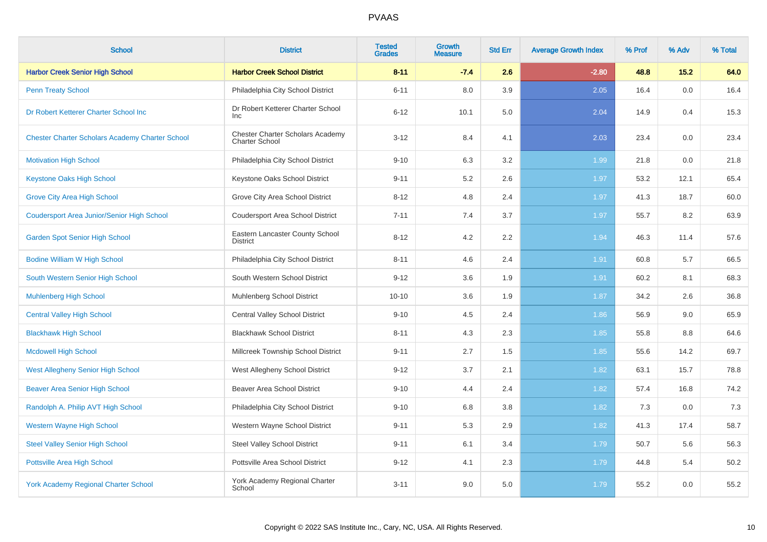# PVAAS

| School | District | Tested Grades | Growth Measure | Std Err | Average Growth Index | % Prof | % Adv | % Total |
|---|---|---|---|---|---|---|---|---|
| **Harbor Creek Senior High School** | **Harbor Creek School District** | **8-11** | **-7.4** | **2.6** | **-2.80** | **48.8** | **15.2** | **64.0** |
| Penn Treaty School | Philadelphia City School District | 6-11 | 8.0 | 3.9 | 2.05 | 16.4 | 0.0 | 16.4 |
| Dr Robert Ketterer Charter School Inc | Dr Robert Ketterer Charter School Inc | 6-12 | 10.1 | 5.0 | 2.04 | 14.9 | 0.4 | 15.3 |
| Chester Charter Scholars Academy Charter School | Chester Charter Scholars Academy Charter School | 3-12 | 8.4 | 4.1 | 2.03 | 23.4 | 0.0 | 23.4 |
| Motivation High School | Philadelphia City School District | 9-10 | 6.3 | 3.2 | 1.99 | 21.8 | 0.0 | 21.8 |
| Keystone Oaks High School | Keystone Oaks School District | 9-11 | 5.2 | 2.6 | 1.97 | 53.2 | 12.1 | 65.4 |
| Grove City Area High School | Grove City Area School District | 8-12 | 4.8 | 2.4 | 1.97 | 41.3 | 18.7 | 60.0 |
| Coudersport Area Junior/Senior High School | Coudersport Area School District | 7-11 | 7.4 | 3.7 | 1.97 | 55.7 | 8.2 | 63.9 |
| Garden Spot Senior High School | Eastern Lancaster County School District | 8-12 | 4.2 | 2.2 | 1.94 | 46.3 | 11.4 | 57.6 |
| Bodine William W High School | Philadelphia City School District | 8-11 | 4.6 | 2.4 | 1.91 | 60.8 | 5.7 | 66.5 |
| South Western Senior High School | South Western School District | 9-12 | 3.6 | 1.9 | 1.91 | 60.2 | 8.1 | 68.3 |
| Muhlenberg High School | Muhlenberg School District | 10-10 | 3.6 | 1.9 | 1.87 | 34.2 | 2.6 | 36.8 |
| Central Valley High School | Central Valley School District | 9-10 | 4.5 | 2.4 | 1.86 | 56.9 | 9.0 | 65.9 |
| Blackhawk High School | Blackhawk School District | 8-11 | 4.3 | 2.3 | 1.85 | 55.8 | 8.8 | 64.6 |
| Mcdowell High School | Millcreek Township School District | 9-11 | 2.7 | 1.5 | 1.85 | 55.6 | 14.2 | 69.7 |
| West Allegheny Senior High School | West Allegheny School District | 9-12 | 3.7 | 2.1 | 1.82 | 63.1 | 15.7 | 78.8 |
| Beaver Area Senior High School | Beaver Area School District | 9-10 | 4.4 | 2.4 | 1.82 | 57.4 | 16.8 | 74.2 |
| Randolph A. Philip AVT High School | Philadelphia City School District | 9-10 | 6.8 | 3.8 | 1.82 | 7.3 | 0.0 | 7.3 |
| Western Wayne High School | Western Wayne School District | 9-11 | 5.3 | 2.9 | 1.82 | 41.3 | 17.4 | 58.7 |
| Steel Valley Senior High School | Steel Valley School District | 9-11 | 6.1 | 3.4 | 1.79 | 50.7 | 5.6 | 56.3 |
| Pottsville Area High School | Pottsville Area School District | 9-12 | 4.1 | 2.3 | 1.79 | 44.8 | 5.4 | 50.2 |
| York Academy Regional Charter School | York Academy Regional Charter School | 3-11 | 9.0 | 5.0 | 1.79 | 55.2 | 0.0 | 55.2 |

Copyright © 2022 SAS Institute Inc., Cary, NC, USA. All Rights Reserved.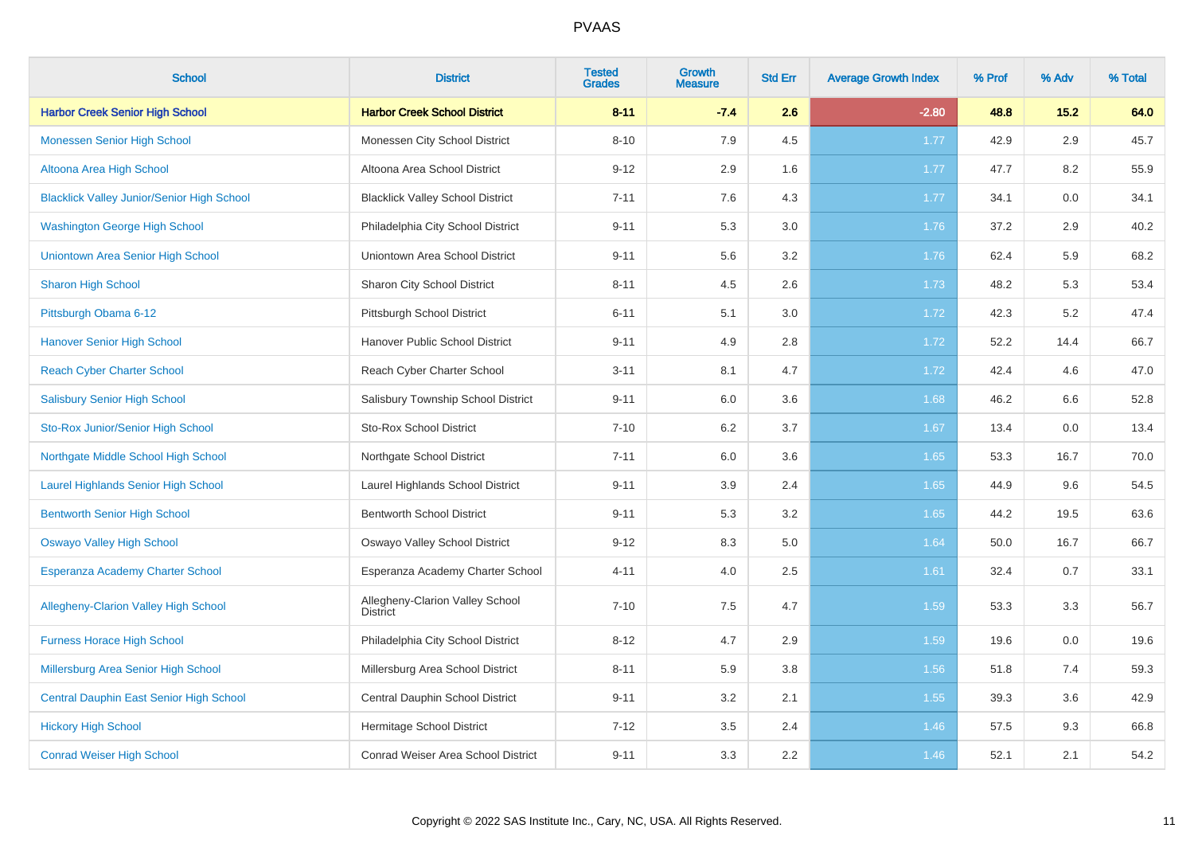# PVAAS

| School | District | Tested Grades | Growth Measure | Std Err | Average Growth Index | % Prof | % Adv | % Total |
|---|---|---|---|---|---|---|---|---|
| **Harbor Creek Senior High School** | **Harbor Creek School District** | **8-11** | **-7.4** | **2.6** | **-2.80** | **48.8** | **15.2** | **64.0** |
| Monessen Senior High School | Monessen City School District | 8-10 | 7.9 | 4.5 | 1.77 | 42.9 | 2.9 | 45.7 |
| Altoona Area High School | Altoona Area School District | 9-12 | 2.9 | 1.6 | 1.77 | 47.7 | 8.2 | 55.9 |
| Blacklick Valley Junior/Senior High School | Blacklick Valley School District | 7-11 | 7.6 | 4.3 | 1.77 | 34.1 | 0.0 | 34.1 |
| Washington George High School | Philadelphia City School District | 9-11 | 5.3 | 3.0 | 1.76 | 37.2 | 2.9 | 40.2 |
| Uniontown Area Senior High School | Uniontown Area School District | 9-11 | 5.6 | 3.2 | 1.76 | 62.4 | 5.9 | 68.2 |
| Sharon High School | Sharon City School District | 8-11 | 4.5 | 2.6 | 1.73 | 48.2 | 5.3 | 53.4 |
| Pittsburgh Obama 6-12 | Pittsburgh School District | 6-11 | 5.1 | 3.0 | 1.72 | 42.3 | 5.2 | 47.4 |
| Hanover Senior High School | Hanover Public School District | 9-11 | 4.9 | 2.8 | 1.72 | 52.2 | 14.4 | 66.7 |
| Reach Cyber Charter School | Reach Cyber Charter School | 3-11 | 8.1 | 4.7 | 1.72 | 42.4 | 4.6 | 47.0 |
| Salisbury Senior High School | Salisbury Township School District | 9-11 | 6.0 | 3.6 | 1.68 | 46.2 | 6.6 | 52.8 |
| Sto-Rox Junior/Senior High School | Sto-Rox School District | 7-10 | 6.2 | 3.7 | 1.67 | 13.4 | 0.0 | 13.4 |
| Northgate Middle School High School | Northgate School District | 7-11 | 6.0 | 3.6 | 1.65 | 53.3 | 16.7 | 70.0 |
| Laurel Highlands Senior High School | Laurel Highlands School District | 9-11 | 3.9 | 2.4 | 1.65 | 44.9 | 9.6 | 54.5 |
| Bentworth Senior High School | Bentworth School District | 9-11 | 5.3 | 3.2 | 1.65 | 44.2 | 19.5 | 63.6 |
| Oswayo Valley High School | Oswayo Valley School District | 9-12 | 8.3 | 5.0 | 1.64 | 50.0 | 16.7 | 66.7 |
| Esperanza Academy Charter School | Esperanza Academy Charter School | 4-11 | 4.0 | 2.5 | 1.61 | 32.4 | 0.7 | 33.1 |
| Allegheny-Clarion Valley High School | Allegheny-Clarion Valley School District | 7-10 | 7.5 | 4.7 | 1.59 | 53.3 | 3.3 | 56.7 |
| Furness Horace High School | Philadelphia City School District | 8-12 | 4.7 | 2.9 | 1.59 | 19.6 | 0.0 | 19.6 |
| Millersburg Area Senior High School | Millersburg Area School District | 8-11 | 5.9 | 3.8 | 1.56 | 51.8 | 7.4 | 59.3 |
| Central Dauphin East Senior High School | Central Dauphin School District | 9-11 | 3.2 | 2.1 | 1.55 | 39.3 | 3.6 | 42.9 |
| Hickory High School | Hermitage School District | 7-12 | 3.5 | 2.4 | 1.46 | 57.5 | 9.3 | 66.8 |
| Conrad Weiser High School | Conrad Weiser Area School District | 9-11 | 3.3 | 2.2 | 1.46 | 52.1 | 2.1 | 54.2 |

Copyright © 2022 SAS Institute Inc., Cary, NC, USA. All Rights Reserved.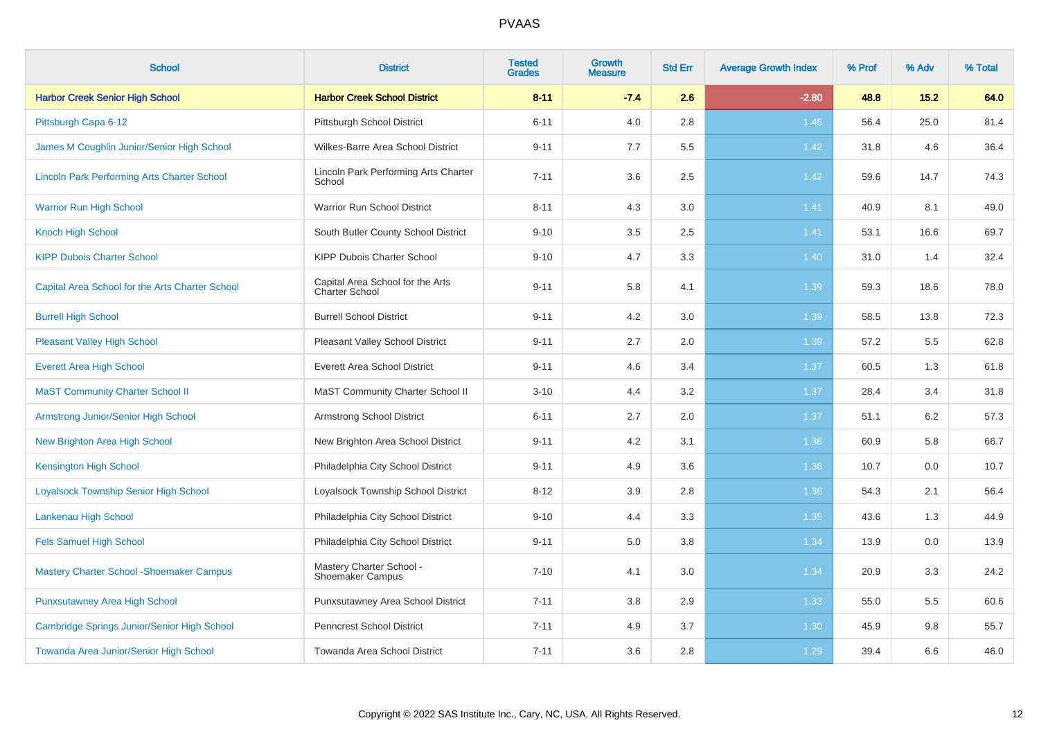# PVAAS

| School | District | Tested Grades | Growth Measure | Std Err | Average Growth Index | % Prof | % Adv | % Total |
|---|---|---|---|---|---|---|---|---|
| **Harbor Creek Senior High School** | **Harbor Creek School District** | **8-11** | **-7.4** | **2.6** | **-2.80** | **48.8** | **15.2** | **64.0** |
| Pittsburgh Capa 6-12 | Pittsburgh School District | 6-11 | 4.0 | 2.8 | 1.45 | 56.4 | 25.0 | 81.4 |
| James M Coughlin Junior/Senior High School | Wilkes-Barre Area School District | 9-11 | 7.7 | 5.5 | 1.42 | 31.8 | 4.6 | 36.4 |
| Lincoln Park Performing Arts Charter School | Lincoln Park Performing Arts Charter School | 7-11 | 3.6 | 2.5 | 1.42 | 59.6 | 14.7 | 74.3 |
| Warrior Run High School | Warrior Run School District | 8-11 | 4.3 | 3.0 | 1.41 | 40.9 | 8.1 | 49.0 |
| Knoch High School | South Butler County School District | 9-10 | 3.5 | 2.5 | 1.41 | 53.1 | 16.6 | 69.7 |
| KIPP Dubois Charter School | KIPP Dubois Charter School | 9-10 | 4.7 | 3.3 | 1.40 | 31.0 | 1.4 | 32.4 |
| Capital Area School for the Arts Charter School | Capital Area School for the Arts Charter School | 9-11 | 5.8 | 4.1 | 1.39 | 59.3 | 18.6 | 78.0 |
| Burrell High School | Burrell School District | 9-11 | 4.2 | 3.0 | 1.39 | 58.5 | 13.8 | 72.3 |
| Pleasant Valley High School | Pleasant Valley School District | 9-11 | 2.7 | 2.0 | 1.39 | 57.2 | 5.5 | 62.8 |
| Everett Area High School | Everett Area School District | 9-11 | 4.6 | 3.4 | 1.37 | 60.5 | 1.3 | 61.8 |
| MaST Community Charter School II | MaST Community Charter School II | 3-10 | 4.4 | 3.2 | 1.37 | 28.4 | 3.4 | 31.8 |
| Armstrong Junior/Senior High School | Armstrong School District | 6-11 | 2.7 | 2.0 | 1.37 | 51.1 | 6.2 | 57.3 |
| New Brighton Area High School | New Brighton Area School District | 9-11 | 4.2 | 3.1 | 1.36 | 60.9 | 5.8 | 66.7 |
| Kensington High School | Philadelphia City School District | 9-11 | 4.9 | 3.6 | 1.36 | 10.7 | 0.0 | 10.7 |
| Loyalsock Township Senior High School | Loyalsock Township School District | 8-12 | 3.9 | 2.8 | 1.36 | 54.3 | 2.1 | 56.4 |
| Lankenau High School | Philadelphia City School District | 9-10 | 4.4 | 3.3 | 1.35 | 43.6 | 1.3 | 44.9 |
| Fels Samuel High School | Philadelphia City School District | 9-11 | 5.0 | 3.8 | 1.34 | 13.9 | 0.0 | 13.9 |
| Mastery Charter School -Shoemaker Campus | Mastery Charter School - Shoemaker Campus | 7-10 | 4.1 | 3.0 | 1.34 | 20.9 | 3.3 | 24.2 |
| Punxsutawney Area High School | Punxsutawney Area School District | 7-11 | 3.8 | 2.9 | 1.33 | 55.0 | 5.5 | 60.6 |
| Cambridge Springs Junior/Senior High School | Penncrest School District | 7-11 | 4.9 | 3.7 | 1.30 | 45.9 | 9.8 | 55.7 |
| Towanda Area Junior/Senior High School | Towanda Area School District | 7-11 | 3.6 | 2.8 | 1.29 | 39.4 | 6.6 | 46.0 |

Copyright © 2022 SAS Institute Inc., Cary, NC, USA. All Rights Reserved.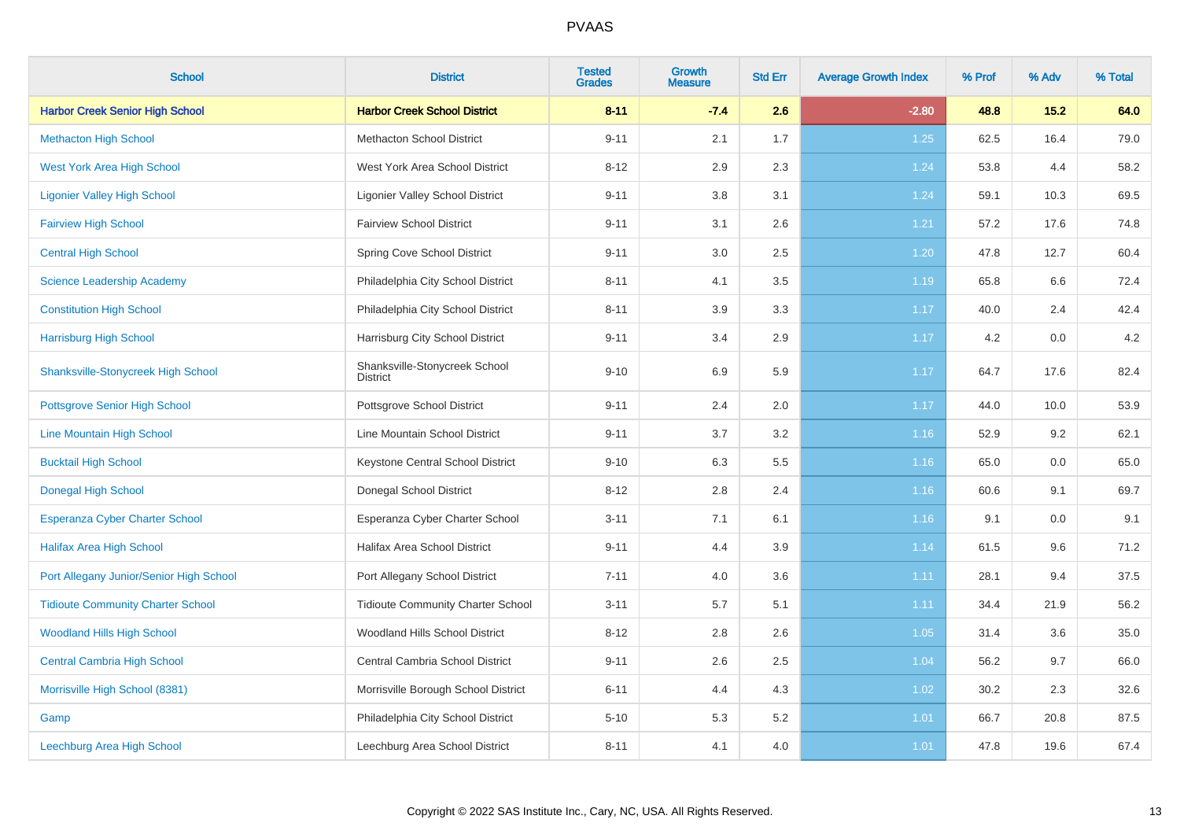# PVAAS

| School | District | Tested Grades | Growth Measure | Std Err | Average Growth Index | % Prof | % Adv | % Total |
|---|---|---|---|---|---|---|---|---|
| **Harbor Creek Senior High School** | **Harbor Creek School District** | **8-11** | **-7.4** | **2.6** | **-2.80** | **48.8** | **15.2** | **64.0** |
| Methacton High School | Methacton School District | 9-11 | 2.1 | 1.7 | 1.25 | 62.5 | 16.4 | 79.0 |
| West York Area High School | West York Area School District | 8-12 | 2.9 | 2.3 | 1.24 | 53.8 | 4.4 | 58.2 |
| Ligonier Valley High School | Ligonier Valley School District | 9-11 | 3.8 | 3.1 | 1.24 | 59.1 | 10.3 | 69.5 |
| Fairview High School | Fairview School District | 9-11 | 3.1 | 2.6 | 1.21 | 57.2 | 17.6 | 74.8 |
| Central High School | Spring Cove School District | 9-11 | 3.0 | 2.5 | 1.20 | 47.8 | 12.7 | 60.4 |
| Science Leadership Academy | Philadelphia City School District | 8-11 | 4.1 | 3.5 | 1.19 | 65.8 | 6.6 | 72.4 |
| Constitution High School | Philadelphia City School District | 8-11 | 3.9 | 3.3 | 1.17 | 40.0 | 2.4 | 42.4 |
| Harrisburg High School | Harrisburg City School District | 9-11 | 3.4 | 2.9 | 1.17 | 4.2 | 0.0 | 4.2 |
| Shanksville-Stonycreek High School | Shanksville-Stonycreek School District | 9-10 | 6.9 | 5.9 | 1.17 | 64.7 | 17.6 | 82.4 |
| Pottsgrove Senior High School | Pottsgrove School District | 9-11 | 2.4 | 2.0 | 1.17 | 44.0 | 10.0 | 53.9 |
| Line Mountain High School | Line Mountain School District | 9-11 | 3.7 | 3.2 | 1.16 | 52.9 | 9.2 | 62.1 |
| Bucktail High School | Keystone Central School District | 9-10 | 6.3 | 5.5 | 1.16 | 65.0 | 0.0 | 65.0 |
| Donegal High School | Donegal School District | 8-12 | 2.8 | 2.4 | 1.16 | 60.6 | 9.1 | 69.7 |
| Esperanza Cyber Charter School | Esperanza Cyber Charter School | 3-11 | 7.1 | 6.1 | 1.16 | 9.1 | 0.0 | 9.1 |
| Halifax Area High School | Halifax Area School District | 9-11 | 4.4 | 3.9 | 1.14 | 61.5 | 9.6 | 71.2 |
| Port Allegany Junior/Senior High School | Port Allegany School District | 7-11 | 4.0 | 3.6 | 1.11 | 28.1 | 9.4 | 37.5 |
| Tidioute Community Charter School | Tidioute Community Charter School | 3-11 | 5.7 | 5.1 | 1.11 | 34.4 | 21.9 | 56.2 |
| Woodland Hills High School | Woodland Hills School District | 8-12 | 2.8 | 2.6 | 1.05 | 31.4 | 3.6 | 35.0 |
| Central Cambria High School | Central Cambria School District | 9-11 | 2.6 | 2.5 | 1.04 | 56.2 | 9.7 | 66.0 |
| Morrisville High School (8381) | Morrisville Borough School District | 6-11 | 4.4 | 4.3 | 1.02 | 30.2 | 2.3 | 32.6 |
| Gamp | Philadelphia City School District | 5-10 | 5.3 | 5.2 | 1.01 | 66.7 | 20.8 | 87.5 |
| Leechburg Area High School | Leechburg Area School District | 8-11 | 4.1 | 4.0 | 1.01 | 47.8 | 19.6 | 67.4 |

Copyright © 2022 SAS Institute Inc., Cary, NC, USA. All Rights Reserved.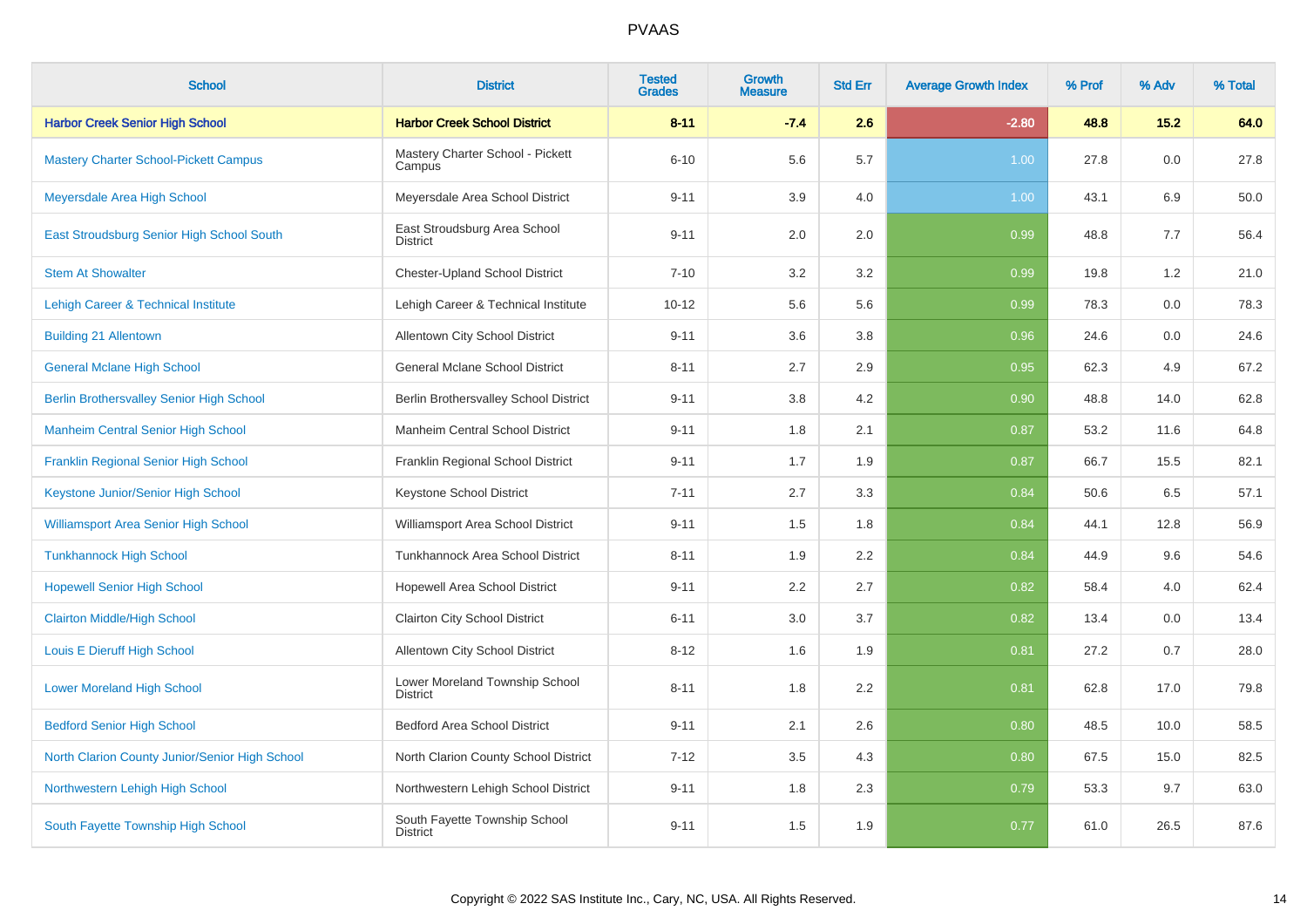| School | District | Tested Grades | Growth Measure | Std Err | Average Growth Index | % Prof | % Adv | % Total |
|---|---|---|---|---|---|---|---|---|
| **Harbor Creek Senior High School** | **Harbor Creek School District** | **8-11** | **-7.4** | **2.6** | **-2.80** | **48.8** | **15.2** | **64.0** |
| Mastery Charter School-Pickett Campus | Mastery Charter School - Pickett Campus | 6-10 | 5.6 | 5.7 | 1.00 | 27.8 | 0.0 | 27.8 |
| Meyersdale Area High School | Meyersdale Area School District | 9-11 | 3.9 | 4.0 | 1.00 | 43.1 | 6.9 | 50.0 |
| East Stroudsburg Senior High School South | East Stroudsburg Area School District | 9-11 | 2.0 | 2.0 | 0.99 | 48.8 | 7.7 | 56.4 |
| Stem At Showalter | Chester-Upland School District | 7-10 | 3.2 | 3.2 | 0.99 | 19.8 | 1.2 | 21.0 |
| Lehigh Career & Technical Institute | Lehigh Career & Technical Institute | 10-12 | 5.6 | 5.6 | 0.99 | 78.3 | 0.0 | 78.3 |
| Building 21 Allentown | Allentown City School District | 9-11 | 3.6 | 3.8 | 0.96 | 24.6 | 0.0 | 24.6 |
| General Mclane High School | General Mclane School District | 8-11 | 2.7 | 2.9 | 0.95 | 62.3 | 4.9 | 67.2 |
| Berlin Brothersvalley Senior High School | Berlin Brothersvalley School District | 9-11 | 3.8 | 4.2 | 0.90 | 48.8 | 14.0 | 62.8 |
| Manheim Central Senior High School | Manheim Central School District | 9-11 | 1.8 | 2.1 | 0.87 | 53.2 | 11.6 | 64.8 |
| Franklin Regional Senior High School | Franklin Regional School District | 9-11 | 1.7 | 1.9 | 0.87 | 66.7 | 15.5 | 82.1 |
| Keystone Junior/Senior High School | Keystone School District | 7-11 | 2.7 | 3.3 | 0.84 | 50.6 | 6.5 | 57.1 |
| Williamsport Area Senior High School | Williamsport Area School District | 9-11 | 1.5 | 1.8 | 0.84 | 44.1 | 12.8 | 56.9 |
| Tunkhannock High School | Tunkhannock Area School District | 8-11 | 1.9 | 2.2 | 0.84 | 44.9 | 9.6 | 54.6 |
| Hopewell Senior High School | Hopewell Area School District | 9-11 | 2.2 | 2.7 | 0.82 | 58.4 | 4.0 | 62.4 |
| Clairton Middle/High School | Clairton City School District | 6-11 | 3.0 | 3.7 | 0.82 | 13.4 | 0.0 | 13.4 |
| Louis E Dieruff High School | Allentown City School District | 8-12 | 1.6 | 1.9 | 0.81 | 27.2 | 0.7 | 28.0 |
| Lower Moreland High School | Lower Moreland Township School District | 8-11 | 1.8 | 2.2 | 0.81 | 62.8 | 17.0 | 79.8 |
| Bedford Senior High School | Bedford Area School District | 9-11 | 2.1 | 2.6 | 0.80 | 48.5 | 10.0 | 58.5 |
| North Clarion County Junior/Senior High School | North Clarion County School District | 7-12 | 3.5 | 4.3 | 0.80 | 67.5 | 15.0 | 82.5 |
| Northwestern Lehigh High School | Northwestern Lehigh School District | 9-11 | 1.8 | 2.3 | 0.79 | 53.3 | 9.7 | 63.0 |
| South Fayette Township High School | South Fayette Township School District | 9-11 | 1.5 | 1.9 | 0.77 | 61.0 | 26.5 | 87.6 |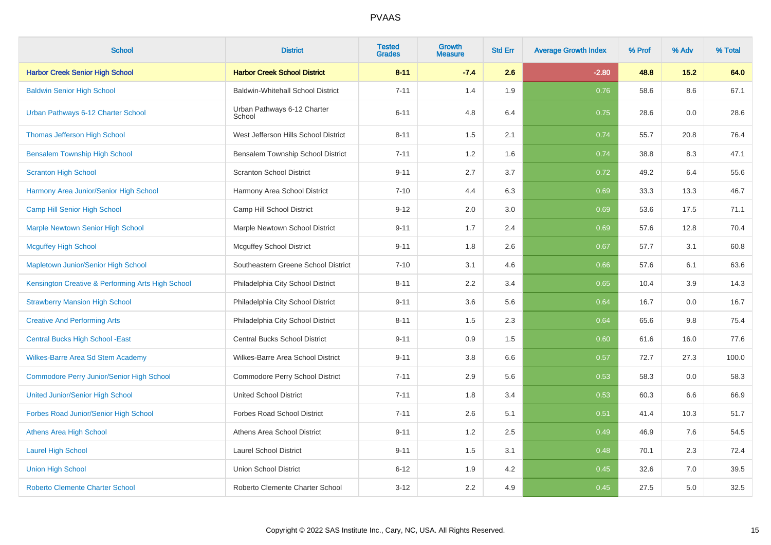# PVAAS

| School | District | Tested Grades | Growth Measure | Std Err | Average Growth Index | % Prof | % Adv | % Total |
|---|---|---|---|---|---|---|---|---|
| **Harbor Creek Senior High School** | **Harbor Creek School District** | **8-11** | **-7.4** | **2.6** | **-2.80** | **48.8** | **15.2** | **64.0** |
| Baldwin Senior High School | Baldwin-Whitehall School District | 7-11 | 1.4 | 1.9 | 0.76 | 58.6 | 8.6 | 67.1 |
| Urban Pathways 6-12 Charter School | Urban Pathways 6-12 Charter School | 6-11 | 4.8 | 6.4 | 0.75 | 28.6 | 0.0 | 28.6 |
| Thomas Jefferson High School | West Jefferson Hills School District | 8-11 | 1.5 | 2.1 | 0.74 | 55.7 | 20.8 | 76.4 |
| Bensalem Township High School | Bensalem Township School District | 7-11 | 1.2 | 1.6 | 0.74 | 38.8 | 8.3 | 47.1 |
| Scranton High School | Scranton School District | 9-11 | 2.7 | 3.7 | 0.72 | 49.2 | 6.4 | 55.6 |
| Harmony Area Junior/Senior High School | Harmony Area School District | 7-10 | 4.4 | 6.3 | 0.69 | 33.3 | 13.3 | 46.7 |
| Camp Hill Senior High School | Camp Hill School District | 9-12 | 2.0 | 3.0 | 0.69 | 53.6 | 17.5 | 71.1 |
| Marple Newtown Senior High School | Marple Newtown School District | 9-11 | 1.7 | 2.4 | 0.69 | 57.6 | 12.8 | 70.4 |
| Mcguffey High School | Mcguffey School District | 9-11 | 1.8 | 2.6 | 0.67 | 57.7 | 3.1 | 60.8 |
| Mapletown Junior/Senior High School | Southeastern Greene School District | 7-10 | 3.1 | 4.6 | 0.66 | 57.6 | 6.1 | 63.6 |
| Kensington Creative & Performing Arts High School | Philadelphia City School District | 8-11 | 2.2 | 3.4 | 0.65 | 10.4 | 3.9 | 14.3 |
| Strawberry Mansion High School | Philadelphia City School District | 9-11 | 3.6 | 5.6 | 0.64 | 16.7 | 0.0 | 16.7 |
| Creative And Performing Arts | Philadelphia City School District | 8-11 | 1.5 | 2.3 | 0.64 | 65.6 | 9.8 | 75.4 |
| Central Bucks High School -East | Central Bucks School District | 9-11 | 0.9 | 1.5 | 0.60 | 61.6 | 16.0 | 77.6 |
| Wilkes-Barre Area Sd Stem Academy | Wilkes-Barre Area School District | 9-11 | 3.8 | 6.6 | 0.57 | 72.7 | 27.3 | 100.0 |
| Commodore Perry Junior/Senior High School | Commodore Perry School District | 7-11 | 2.9 | 5.6 | 0.53 | 58.3 | 0.0 | 58.3 |
| United Junior/Senior High School | United School District | 7-11 | 1.8 | 3.4 | 0.53 | 60.3 | 6.6 | 66.9 |
| Forbes Road Junior/Senior High School | Forbes Road School District | 7-11 | 2.6 | 5.1 | 0.51 | 41.4 | 10.3 | 51.7 |
| Athens Area High School | Athens Area School District | 9-11 | 1.2 | 2.5 | 0.49 | 46.9 | 7.6 | 54.5 |
| Laurel High School | Laurel School District | 9-11 | 1.5 | 3.1 | 0.48 | 70.1 | 2.3 | 72.4 |
| Union High School | Union School District | 6-12 | 1.9 | 4.2 | 0.45 | 32.6 | 7.0 | 39.5 |
| Roberto Clemente Charter School | Roberto Clemente Charter School | 3-12 | 2.2 | 4.9 | 0.45 | 27.5 | 5.0 | 32.5 |

Copyright © 2022 SAS Institute Inc., Cary, NC, USA. All Rights Reserved.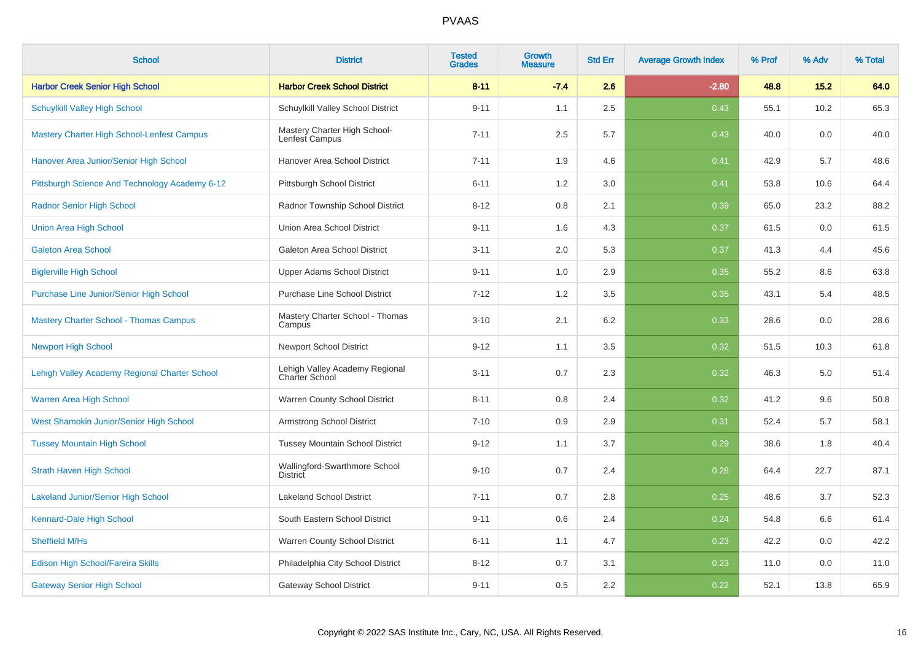| School | District | Tested Grades | Growth Measure | Std Err | Average Growth Index | % Prof | % Adv | % Total |
|---|---|---|---|---|---|---|---|---|
| **Harbor Creek Senior High School** | **Harbor Creek School District** | **8-11** | **-7.4** | **2.6** | **-2.80** | **48.8** | **15.2** | **64.0** |
| Schuylkill Valley High School | Schuylkill Valley School District | 9-11 | 1.1 | 2.5 | 0.43 | 55.1 | 10.2 | 65.3 |
| Mastery Charter High School-Lenfest Campus | Mastery Charter High School-Lenfest Campus | 7-11 | 2.5 | 5.7 | 0.43 | 40.0 | 0.0 | 40.0 |
| Hanover Area Junior/Senior High School | Hanover Area School District | 7-11 | 1.9 | 4.6 | 0.41 | 42.9 | 5.7 | 48.6 |
| Pittsburgh Science And Technology Academy 6-12 | Pittsburgh School District | 6-11 | 1.2 | 3.0 | 0.41 | 53.8 | 10.6 | 64.4 |
| Radnor Senior High School | Radnor Township School District | 8-12 | 0.8 | 2.1 | 0.39 | 65.0 | 23.2 | 88.2 |
| Union Area High School | Union Area School District | 9-11 | 1.6 | 4.3 | 0.37 | 61.5 | 0.0 | 61.5 |
| Galeton Area School | Galeton Area School District | 3-11 | 2.0 | 5.3 | 0.37 | 41.3 | 4.4 | 45.6 |
| Biglerville High School | Upper Adams School District | 9-11 | 1.0 | 2.9 | 0.35 | 55.2 | 8.6 | 63.8 |
| Purchase Line Junior/Senior High School | Purchase Line School District | 7-12 | 1.2 | 3.5 | 0.35 | 43.1 | 5.4 | 48.5 |
| Mastery Charter School - Thomas Campus | Mastery Charter School - Thomas Campus | 3-10 | 2.1 | 6.2 | 0.33 | 28.6 | 0.0 | 28.6 |
| Newport High School | Newport School District | 9-12 | 1.1 | 3.5 | 0.32 | 51.5 | 10.3 | 61.8 |
| Lehigh Valley Academy Regional Charter School | Lehigh Valley Academy Regional Charter School | 3-11 | 0.7 | 2.3 | 0.32 | 46.3 | 5.0 | 51.4 |
| Warren Area High School | Warren County School District | 8-11 | 0.8 | 2.4 | 0.32 | 41.2 | 9.6 | 50.8 |
| West Shamokin Junior/Senior High School | Armstrong School District | 7-10 | 0.9 | 2.9 | 0.31 | 52.4 | 5.7 | 58.1 |
| Tussey Mountain High School | Tussey Mountain School District | 9-12 | 1.1 | 3.7 | 0.29 | 38.6 | 1.8 | 40.4 |
| Strath Haven High School | Wallingford-Swarthmore School District | 9-10 | 0.7 | 2.4 | 0.28 | 64.4 | 22.7 | 87.1 |
| Lakeland Junior/Senior High School | Lakeland School District | 7-11 | 0.7 | 2.8 | 0.25 | 48.6 | 3.7 | 52.3 |
| Kennard-Dale High School | South Eastern School District | 9-11 | 0.6 | 2.4 | 0.24 | 54.8 | 6.6 | 61.4 |
| Sheffield M/Hs | Warren County School District | 6-11 | 1.1 | 4.7 | 0.23 | 42.2 | 0.0 | 42.2 |
| Edison High School/Fareira Skills | Philadelphia City School District | 8-12 | 0.7 | 3.1 | 0.23 | 11.0 | 0.0 | 11.0 |
| Gateway Senior High School | Gateway School District | 9-11 | 0.5 | 2.2 | 0.22 | 52.1 | 13.8 | 65.9 |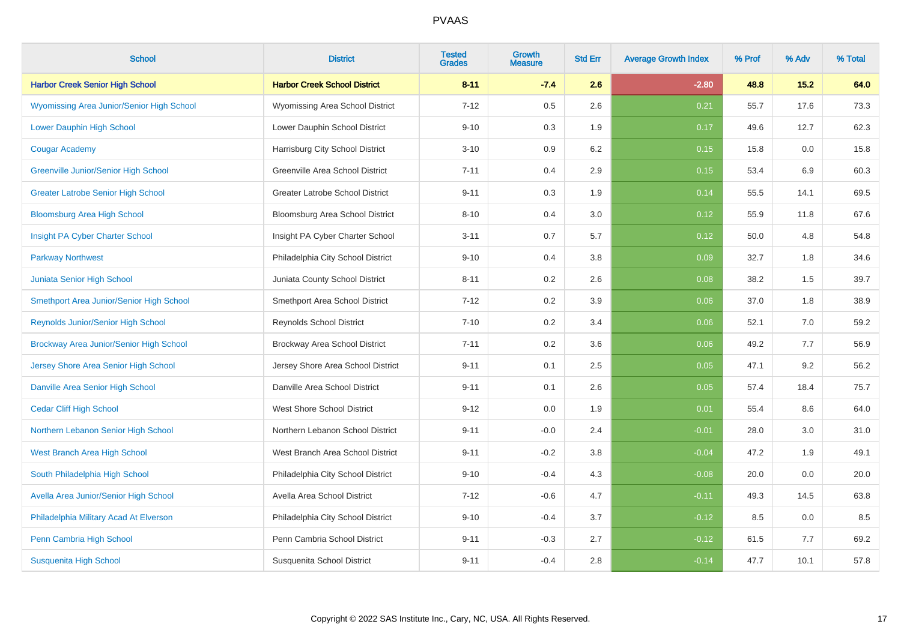# PVAAS

| School | District | Tested Grades | Growth Measure | Std Err | Average Growth Index | % Prof | % Adv | % Total |
|---|---|---|---|---|---|---|---|---|
| **Harbor Creek Senior High School** | **Harbor Creek School District** | **8-11** | **-7.4** | **2.6** | **-2.80** | **48.8** | **15.2** | **64.0** |
| Wyomissing Area Junior/Senior High School | Wyomissing Area School District | 7-12 | 0.5 | 2.6 | 0.21 | 55.7 | 17.6 | 73.3 |
| Lower Dauphin High School | Lower Dauphin School District | 9-10 | 0.3 | 1.9 | 0.17 | 49.6 | 12.7 | 62.3 |
| Cougar Academy | Harrisburg City School District | 3-10 | 0.9 | 6.2 | 0.15 | 15.8 | 0.0 | 15.8 |
| Greenville Junior/Senior High School | Greenville Area School District | 7-11 | 0.4 | 2.9 | 0.15 | 53.4 | 6.9 | 60.3 |
| Greater Latrobe Senior High School | Greater Latrobe School District | 9-11 | 0.3 | 1.9 | 0.14 | 55.5 | 14.1 | 69.5 |
| Bloomsburg Area High School | Bloomsburg Area School District | 8-10 | 0.4 | 3.0 | 0.12 | 55.9 | 11.8 | 67.6 |
| Insight PA Cyber Charter School | Insight PA Cyber Charter School | 3-11 | 0.7 | 5.7 | 0.12 | 50.0 | 4.8 | 54.8 |
| Parkway Northwest | Philadelphia City School District | 9-10 | 0.4 | 3.8 | 0.09 | 32.7 | 1.8 | 34.6 |
| Juniata Senior High School | Juniata County School District | 8-11 | 0.2 | 2.6 | 0.08 | 38.2 | 1.5 | 39.7 |
| Smethport Area Junior/Senior High School | Smethport Area School District | 7-12 | 0.2 | 3.9 | 0.06 | 37.0 | 1.8 | 38.9 |
| Reynolds Junior/Senior High School | Reynolds School District | 7-10 | 0.2 | 3.4 | 0.06 | 52.1 | 7.0 | 59.2 |
| Brockway Area Junior/Senior High School | Brockway Area School District | 7-11 | 0.2 | 3.6 | 0.06 | 49.2 | 7.7 | 56.9 |
| Jersey Shore Area Senior High School | Jersey Shore Area School District | 9-11 | 0.1 | 2.5 | 0.05 | 47.1 | 9.2 | 56.2 |
| Danville Area Senior High School | Danville Area School District | 9-11 | 0.1 | 2.6 | 0.05 | 57.4 | 18.4 | 75.7 |
| Cedar Cliff High School | West Shore School District | 9-12 | 0.0 | 1.9 | 0.01 | 55.4 | 8.6 | 64.0 |
| Northern Lebanon Senior High School | Northern Lebanon School District | 9-11 | -0.0 | 2.4 | -0.01 | 28.0 | 3.0 | 31.0 |
| West Branch Area High School | West Branch Area School District | 9-11 | -0.2 | 3.8 | -0.04 | 47.2 | 1.9 | 49.1 |
| South Philadelphia High School | Philadelphia City School District | 9-10 | -0.4 | 4.3 | -0.08 | 20.0 | 0.0 | 20.0 |
| Avella Area Junior/Senior High School | Avella Area School District | 7-12 | -0.6 | 4.7 | -0.11 | 49.3 | 14.5 | 63.8 |
| Philadelphia Military Acad At Elverson | Philadelphia City School District | 9-10 | -0.4 | 3.7 | -0.12 | 8.5 | 0.0 | 8.5 |
| Penn Cambria High School | Penn Cambria School District | 9-11 | -0.3 | 2.7 | -0.12 | 61.5 | 7.7 | 69.2 |
| Susquenita High School | Susquenita School District | 9-11 | -0.4 | 2.8 | -0.14 | 47.7 | 10.1 | 57.8 |

Copyright © 2022 SAS Institute Inc., Cary, NC, USA. All Rights Reserved.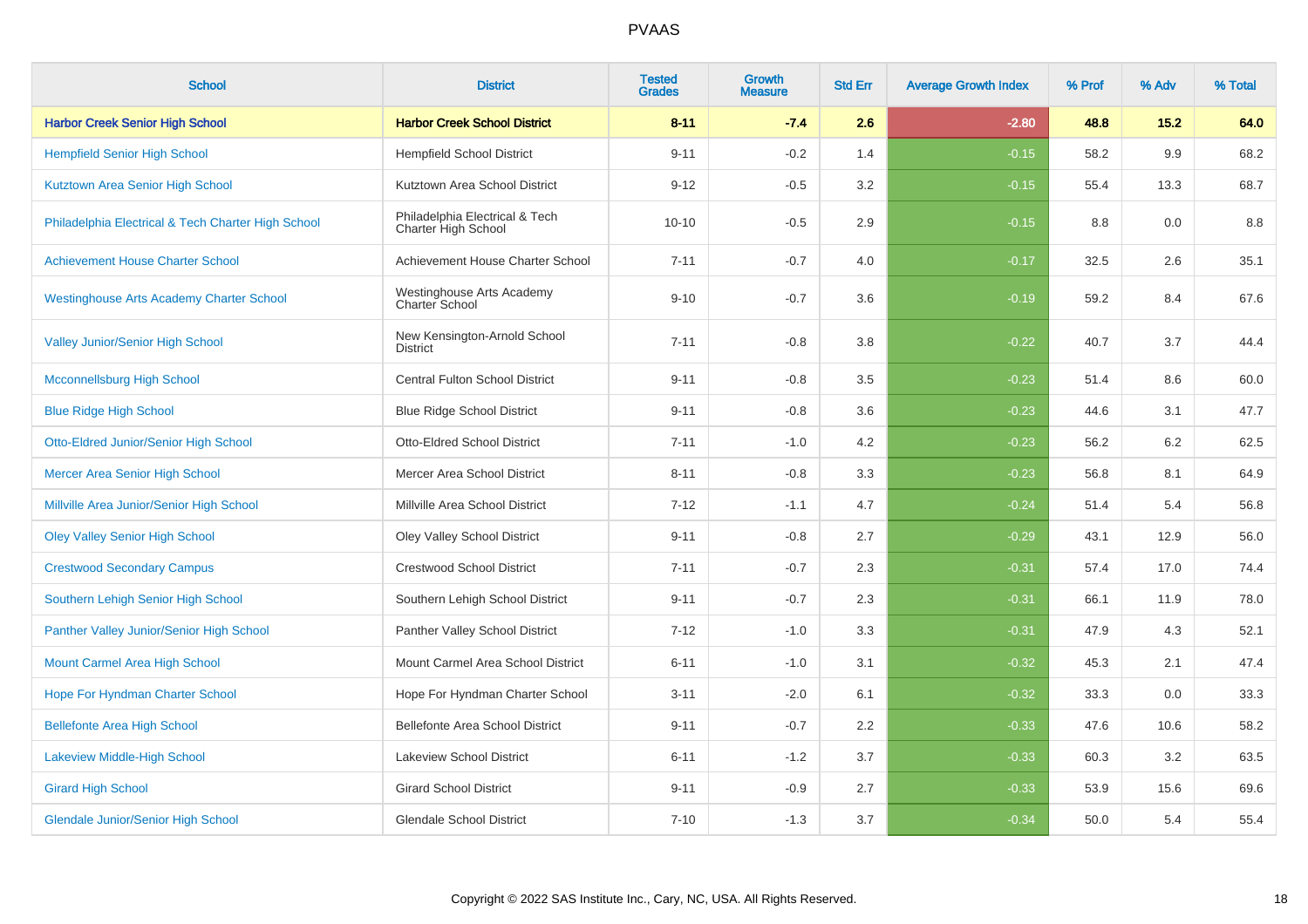# PVAAS

| School | District | Tested Grades | Growth Measure | Std Err | Average Growth Index | % Prof | % Adv | % Total |
|---|---|---|---|---|---|---|---|---|
| **Harbor Creek Senior High School** | **Harbor Creek School District** | **8-11** | **-7.4** | **2.6** | **-2.80** | **48.8** | **15.2** | **64.0** |
| Hempfield Senior High School | Hempfield School District | 9-11 | -0.2 | 1.4 | -0.15 | 58.2 | 9.9 | 68.2 |
| Kutztown Area Senior High School | Kutztown Area School District | 9-12 | -0.5 | 3.2 | -0.15 | 55.4 | 13.3 | 68.7 |
| Philadelphia Electrical & Tech Charter High School | Philadelphia Electrical & Tech Charter High School | 10-10 | -0.5 | 2.9 | -0.15 | 8.8 | 0.0 | 8.8 |
| Achievement House Charter School | Achievement House Charter School | 7-11 | -0.7 | 4.0 | -0.17 | 32.5 | 2.6 | 35.1 |
| Westinghouse Arts Academy Charter School | Westinghouse Arts Academy Charter School | 9-10 | -0.7 | 3.6 | -0.19 | 59.2 | 8.4 | 67.6 |
| Valley Junior/Senior High School | New Kensington-Arnold School District | 7-11 | -0.8 | 3.8 | -0.22 | 40.7 | 3.7 | 44.4 |
| Mcconnellsburg High School | Central Fulton School District | 9-11 | -0.8 | 3.5 | -0.23 | 51.4 | 8.6 | 60.0 |
| Blue Ridge High School | Blue Ridge School District | 9-11 | -0.8 | 3.6 | -0.23 | 44.6 | 3.1 | 47.7 |
| Otto-Eldred Junior/Senior High School | Otto-Eldred School District | 7-11 | -1.0 | 4.2 | -0.23 | 56.2 | 6.2 | 62.5 |
| Mercer Area Senior High School | Mercer Area School District | 8-11 | -0.8 | 3.3 | -0.23 | 56.8 | 8.1 | 64.9 |
| Millville Area Junior/Senior High School | Millville Area School District | 7-12 | -1.1 | 4.7 | -0.24 | 51.4 | 5.4 | 56.8 |
| Oley Valley Senior High School | Oley Valley School District | 9-11 | -0.8 | 2.7 | -0.29 | 43.1 | 12.9 | 56.0 |
| Crestwood Secondary Campus | Crestwood School District | 7-11 | -0.7 | 2.3 | -0.31 | 57.4 | 17.0 | 74.4 |
| Southern Lehigh Senior High School | Southern Lehigh School District | 9-11 | -0.7 | 2.3 | -0.31 | 66.1 | 11.9 | 78.0 |
| Panther Valley Junior/Senior High School | Panther Valley School District | 7-12 | -1.0 | 3.3 | -0.31 | 47.9 | 4.3 | 52.1 |
| Mount Carmel Area High School | Mount Carmel Area School District | 6-11 | -1.0 | 3.1 | -0.32 | 45.3 | 2.1 | 47.4 |
| Hope For Hyndman Charter School | Hope For Hyndman Charter School | 3-11 | -2.0 | 6.1 | -0.32 | 33.3 | 0.0 | 33.3 |
| Bellefonte Area High School | Bellefonte Area School District | 9-11 | -0.7 | 2.2 | -0.33 | 47.6 | 10.6 | 58.2 |
| Lakeview Middle-High School | Lakeview School District | 6-11 | -1.2 | 3.7 | -0.33 | 60.3 | 3.2 | 63.5 |
| Girard High School | Girard School District | 9-11 | -0.9 | 2.7 | -0.33 | 53.9 | 15.6 | 69.6 |
| Glendale Junior/Senior High School | Glendale School District | 7-10 | -1.3 | 3.7 | -0.34 | 50.0 | 5.4 | 55.4 |

Copyright © 2022 SAS Institute Inc., Cary, NC, USA. All Rights Reserved.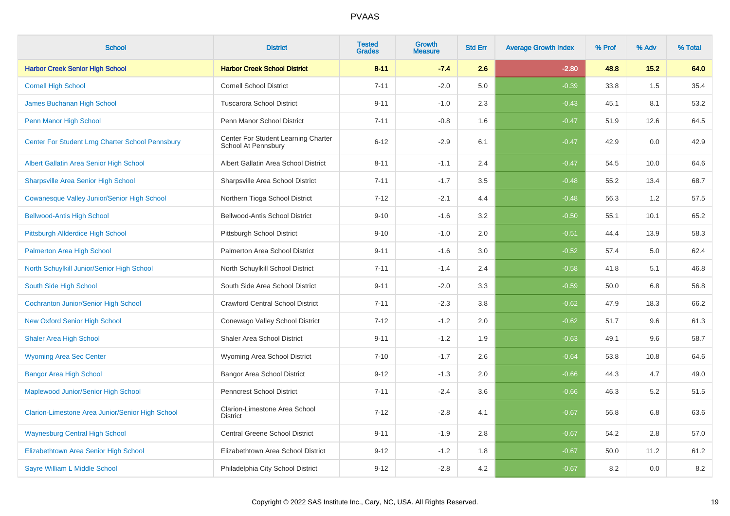# PVAAS

| School | District | Tested Grades | Growth Measure | Std Err | Average Growth Index | % Prof | % Adv | % Total |
|---|---|---|---|---|---|---|---|---|
| **Harbor Creek Senior High School** | **Harbor Creek School District** | **8-11** | **-7.4** | **2.6** | **-2.80** | **48.8** | **15.2** | **64.0** |
| Cornell High School | Cornell School District | 7-11 | -2.0 | 5.0 | -0.39 | 33.8 | 1.5 | 35.4 |
| James Buchanan High School | Tuscarora School District | 9-11 | -1.0 | 2.3 | -0.43 | 45.1 | 8.1 | 53.2 |
| Penn Manor High School | Penn Manor School District | 7-11 | -0.8 | 1.6 | -0.47 | 51.9 | 12.6 | 64.5 |
| Center For Student Lrng Charter School Pennsbury | Center For Student Learning Charter School At Pennsbury | 6-12 | -2.9 | 6.1 | -0.47 | 42.9 | 0.0 | 42.9 |
| Albert Gallatin Area Senior High School | Albert Gallatin Area School District | 8-11 | -1.1 | 2.4 | -0.47 | 54.5 | 10.0 | 64.6 |
| Sharpsville Area Senior High School | Sharpsville Area School District | 7-11 | -1.7 | 3.5 | -0.48 | 55.2 | 13.4 | 68.7 |
| Cowanesque Valley Junior/Senior High School | Northern Tioga School District | 7-12 | -2.1 | 4.4 | -0.48 | 56.3 | 1.2 | 57.5 |
| Bellwood-Antis High School | Bellwood-Antis School District | 9-10 | -1.6 | 3.2 | -0.50 | 55.1 | 10.1 | 65.2 |
| Pittsburgh Allderdice High School | Pittsburgh School District | 9-10 | -1.0 | 2.0 | -0.51 | 44.4 | 13.9 | 58.3 |
| Palmerton Area High School | Palmerton Area School District | 9-11 | -1.6 | 3.0 | -0.52 | 57.4 | 5.0 | 62.4 |
| North Schuylkill Junior/Senior High School | North Schuylkill School District | 7-11 | -1.4 | 2.4 | -0.58 | 41.8 | 5.1 | 46.8 |
| South Side High School | South Side Area School District | 9-11 | -2.0 | 3.3 | -0.59 | 50.0 | 6.8 | 56.8 |
| Cochranton Junior/Senior High School | Crawford Central School District | 7-11 | -2.3 | 3.8 | -0.62 | 47.9 | 18.3 | 66.2 |
| New Oxford Senior High School | Conewago Valley School District | 7-12 | -1.2 | 2.0 | -0.62 | 51.7 | 9.6 | 61.3 |
| Shaler Area High School | Shaler Area School District | 9-11 | -1.2 | 1.9 | -0.63 | 49.1 | 9.6 | 58.7 |
| Wyoming Area Sec Center | Wyoming Area School District | 7-10 | -1.7 | 2.6 | -0.64 | 53.8 | 10.8 | 64.6 |
| Bangor Area High School | Bangor Area School District | 9-12 | -1.3 | 2.0 | -0.66 | 44.3 | 4.7 | 49.0 |
| Maplewood Junior/Senior High School | Penncrest School District | 7-11 | -2.4 | 3.6 | -0.66 | 46.3 | 5.2 | 51.5 |
| Clarion-Limestone Area Junior/Senior High School | Clarion-Limestone Area School District | 7-12 | -2.8 | 4.1 | -0.67 | 56.8 | 6.8 | 63.6 |
| Waynesburg Central High School | Central Greene School District | 9-11 | -1.9 | 2.8 | -0.67 | 54.2 | 2.8 | 57.0 |
| Elizabethtown Area Senior High School | Elizabethtown Area School District | 9-12 | -1.2 | 1.8 | -0.67 | 50.0 | 11.2 | 61.2 |
| Sayre William L Middle School | Philadelphia City School District | 9-12 | -2.8 | 4.2 | -0.67 | 8.2 | 0.0 | 8.2 |

Copyright © 2022 SAS Institute Inc., Cary, NC, USA. All Rights Reserved.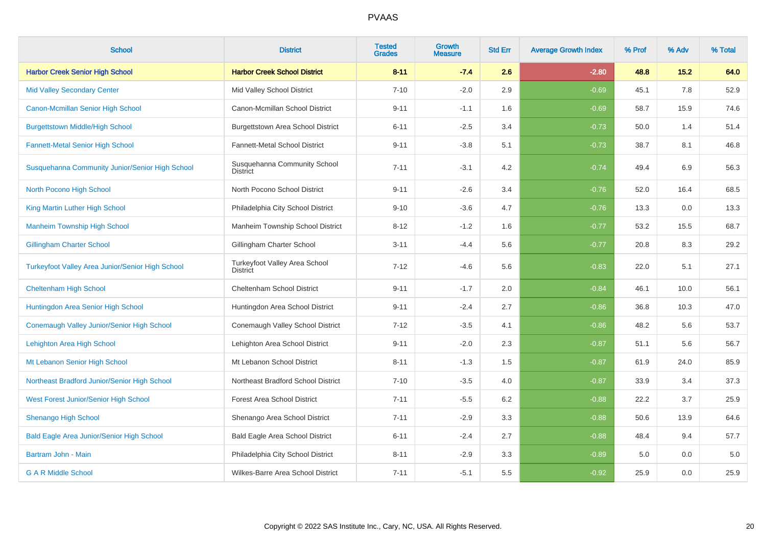| School | District | Tested Grades | Growth Measure | Std Err | Average Growth Index | % Prof | % Adv | % Total |
|---|---|---|---|---|---|---|---|---|
| **Harbor Creek Senior High School** | **Harbor Creek School District** | **8-11** | **-7.4** | **2.6** | **-2.80** | **48.8** | **15.2** | **64.0** |
| Mid Valley Secondary Center | Mid Valley School District | 7-10 | -2.0 | 2.9 | -0.69 | 45.1 | 7.8 | 52.9 |
| Canon-Mcmillan Senior High School | Canon-Mcmillan School District | 9-11 | -1.1 | 1.6 | -0.69 | 58.7 | 15.9 | 74.6 |
| Burgettstown Middle/High School | Burgettstown Area School District | 6-11 | -2.5 | 3.4 | -0.73 | 50.0 | 1.4 | 51.4 |
| Fannett-Metal Senior High School | Fannett-Metal School District | 9-11 | -3.8 | 5.1 | -0.73 | 38.7 | 8.1 | 46.8 |
| Susquehanna Community Junior/Senior High School | Susquehanna Community School District | 7-11 | -3.1 | 4.2 | -0.74 | 49.4 | 6.9 | 56.3 |
| North Pocono High School | North Pocono School District | 9-11 | -2.6 | 3.4 | -0.76 | 52.0 | 16.4 | 68.5 |
| King Martin Luther High School | Philadelphia City School District | 9-10 | -3.6 | 4.7 | -0.76 | 13.3 | 0.0 | 13.3 |
| Manheim Township High School | Manheim Township School District | 8-12 | -1.2 | 1.6 | -0.77 | 53.2 | 15.5 | 68.7 |
| Gillingham Charter School | Gillingham Charter School | 3-11 | -4.4 | 5.6 | -0.77 | 20.8 | 8.3 | 29.2 |
| Turkeyfoot Valley Area Junior/Senior High School | Turkeyfoot Valley Area School District | 7-12 | -4.6 | 5.6 | -0.83 | 22.0 | 5.1 | 27.1 |
| Cheltenham High School | Cheltenham School District | 9-11 | -1.7 | 2.0 | -0.84 | 46.1 | 10.0 | 56.1 |
| Huntingdon Area Senior High School | Huntingdon Area School District | 9-11 | -2.4 | 2.7 | -0.86 | 36.8 | 10.3 | 47.0 |
| Conemaugh Valley Junior/Senior High School | Conemaugh Valley School District | 7-12 | -3.5 | 4.1 | -0.86 | 48.2 | 5.6 | 53.7 |
| Lehighton Area High School | Lehighton Area School District | 9-11 | -2.0 | 2.3 | -0.87 | 51.1 | 5.6 | 56.7 |
| Mt Lebanon Senior High School | Mt Lebanon School District | 8-11 | -1.3 | 1.5 | -0.87 | 61.9 | 24.0 | 85.9 |
| Northeast Bradford Junior/Senior High School | Northeast Bradford School District | 7-10 | -3.5 | 4.0 | -0.87 | 33.9 | 3.4 | 37.3 |
| West Forest Junior/Senior High School | Forest Area School District | 7-11 | -5.5 | 6.2 | -0.88 | 22.2 | 3.7 | 25.9 |
| Shenango High School | Shenango Area School District | 7-11 | -2.9 | 3.3 | -0.88 | 50.6 | 13.9 | 64.6 |
| Bald Eagle Area Junior/Senior High School | Bald Eagle Area School District | 6-11 | -2.4 | 2.7 | -0.88 | 48.4 | 9.4 | 57.7 |
| Bartram John - Main | Philadelphia City School District | 8-11 | -2.9 | 3.3 | -0.89 | 5.0 | 0.0 | 5.0 |
| G A R Middle School | Wilkes-Barre Area School District | 7-11 | -5.1 | 5.5 | -0.92 | 25.9 | 0.0 | 25.9 |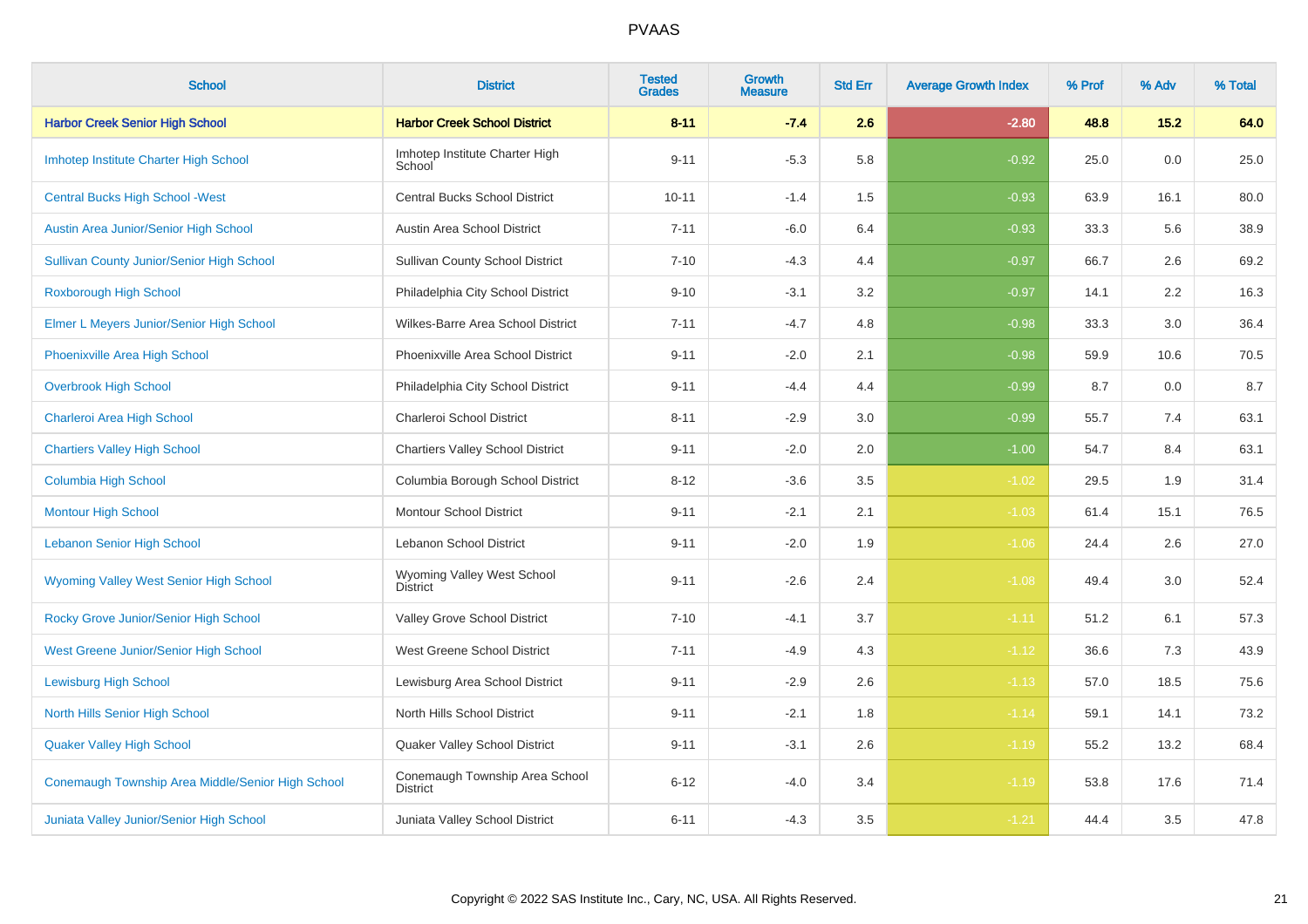| School | District | Tested Grades | Growth Measure | Std Err | Average Growth Index | % Prof | % Adv | % Total |
|---|---|---|---|---|---|---|---|---|
| **Harbor Creek Senior High School** | **Harbor Creek School District** | **8-11** | **-7.4** | **2.6** | **-2.80** | **48.8** | **15.2** | **64.0** |
| Imhotep Institute Charter High School | Imhotep Institute Charter High School | 9-11 | -5.3 | 5.8 | -0.92 | 25.0 | 0.0 | 25.0 |
| Central Bucks High School -West | Central Bucks School District | 10-11 | -1.4 | 1.5 | -0.93 | 63.9 | 16.1 | 80.0 |
| Austin Area Junior/Senior High School | Austin Area School District | 7-11 | -6.0 | 6.4 | -0.93 | 33.3 | 5.6 | 38.9 |
| Sullivan County Junior/Senior High School | Sullivan County School District | 7-10 | -4.3 | 4.4 | -0.97 | 66.7 | 2.6 | 69.2 |
| Roxborough High School | Philadelphia City School District | 9-10 | -3.1 | 3.2 | -0.97 | 14.1 | 2.2 | 16.3 |
| Elmer L Meyers Junior/Senior High School | Wilkes-Barre Area School District | 7-11 | -4.7 | 4.8 | -0.98 | 33.3 | 3.0 | 36.4 |
| Phoenixville Area High School | Phoenixville Area School District | 9-11 | -2.0 | 2.1 | -0.98 | 59.9 | 10.6 | 70.5 |
| Overbrook High School | Philadelphia City School District | 9-11 | -4.4 | 4.4 | -0.99 | 8.7 | 0.0 | 8.7 |
| Charleroi Area High School | Charleroi School District | 8-11 | -2.9 | 3.0 | -0.99 | 55.7 | 7.4 | 63.1 |
| Chartiers Valley High School | Chartiers Valley School District | 9-11 | -2.0 | 2.0 | -1.00 | 54.7 | 8.4 | 63.1 |
| Columbia High School | Columbia Borough School District | 8-12 | -3.6 | 3.5 | -1.02 | 29.5 | 1.9 | 31.4 |
| Montour High School | Montour School District | 9-11 | -2.1 | 2.1 | -1.03 | 61.4 | 15.1 | 76.5 |
| Lebanon Senior High School | Lebanon School District | 9-11 | -2.0 | 1.9 | -1.06 | 24.4 | 2.6 | 27.0 |
| Wyoming Valley West Senior High School | Wyoming Valley West School District | 9-11 | -2.6 | 2.4 | -1.08 | 49.4 | 3.0 | 52.4 |
| Rocky Grove Junior/Senior High School | Valley Grove School District | 7-10 | -4.1 | 3.7 | -1.11 | 51.2 | 6.1 | 57.3 |
| West Greene Junior/Senior High School | West Greene School District | 7-11 | -4.9 | 4.3 | -1.12 | 36.6 | 7.3 | 43.9 |
| Lewisburg High School | Lewisburg Area School District | 9-11 | -2.9 | 2.6 | -1.13 | 57.0 | 18.5 | 75.6 |
| North Hills Senior High School | North Hills School District | 9-11 | -2.1 | 1.8 | -1.14 | 59.1 | 14.1 | 73.2 |
| Quaker Valley High School | Quaker Valley School District | 9-11 | -3.1 | 2.6 | -1.19 | 55.2 | 13.2 | 68.4 |
| Conemaugh Township Area Middle/Senior High School | Conemaugh Township Area School District | 6-12 | -4.0 | 3.4 | -1.19 | 53.8 | 17.6 | 71.4 |
| Juniata Valley Junior/Senior High School | Juniata Valley School District | 6-11 | -4.3 | 3.5 | -1.21 | 44.4 | 3.5 | 47.8 |

Copyright © 2022 SAS Institute Inc., Cary, NC, USA. All Rights Reserved.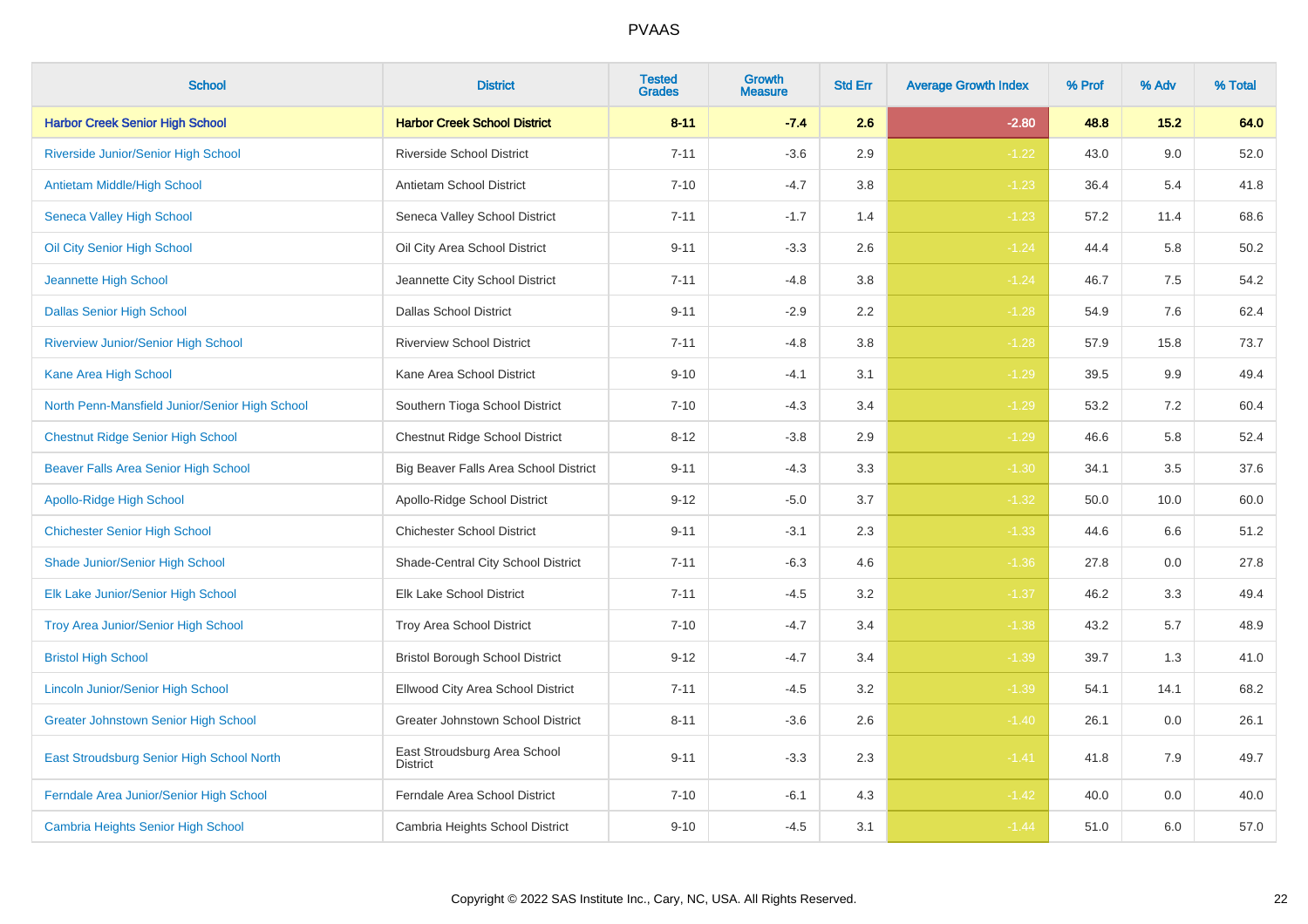# PVAAS

| School | District | Tested Grades | Growth Measure | Std Err | Average Growth Index | % Prof | % Adv | % Total |
|---|---|---|---|---|---|---|---|---|
| **Harbor Creek Senior High School** | **Harbor Creek School District** | **8-11** | **-7.4** | **2.6** | **-2.80** | **48.8** | **15.2** | **64.0** |
| Riverside Junior/Senior High School | Riverside School District | 7-11 | -3.6 | 2.9 | -1.22 | 43.0 | 9.0 | 52.0 |
| Antietam Middle/High School | Antietam School District | 7-10 | -4.7 | 3.8 | -1.23 | 36.4 | 5.4 | 41.8 |
| Seneca Valley High School | Seneca Valley School District | 7-11 | -1.7 | 1.4 | -1.23 | 57.2 | 11.4 | 68.6 |
| Oil City Senior High School | Oil City Area School District | 9-11 | -3.3 | 2.6 | -1.24 | 44.4 | 5.8 | 50.2 |
| Jeannette High School | Jeannette City School District | 7-11 | -4.8 | 3.8 | -1.24 | 46.7 | 7.5 | 54.2 |
| Dallas Senior High School | Dallas School District | 9-11 | -2.9 | 2.2 | -1.28 | 54.9 | 7.6 | 62.4 |
| Riverview Junior/Senior High School | Riverview School District | 7-11 | -4.8 | 3.8 | -1.28 | 57.9 | 15.8 | 73.7 |
| Kane Area High School | Kane Area School District | 9-10 | -4.1 | 3.1 | -1.29 | 39.5 | 9.9 | 49.4 |
| North Penn-Mansfield Junior/Senior High School | Southern Tioga School District | 7-10 | -4.3 | 3.4 | -1.29 | 53.2 | 7.2 | 60.4 |
| Chestnut Ridge Senior High School | Chestnut Ridge School District | 8-12 | -3.8 | 2.9 | -1.29 | 46.6 | 5.8 | 52.4 |
| Beaver Falls Area Senior High School | Big Beaver Falls Area School District | 9-11 | -4.3 | 3.3 | -1.30 | 34.1 | 3.5 | 37.6 |
| Apollo-Ridge High School | Apollo-Ridge School District | 9-12 | -5.0 | 3.7 | -1.32 | 50.0 | 10.0 | 60.0 |
| Chichester Senior High School | Chichester School District | 9-11 | -3.1 | 2.3 | -1.33 | 44.6 | 6.6 | 51.2 |
| Shade Junior/Senior High School | Shade-Central City School District | 7-11 | -6.3 | 4.6 | -1.36 | 27.8 | 0.0 | 27.8 |
| Elk Lake Junior/Senior High School | Elk Lake School District | 7-11 | -4.5 | 3.2 | -1.37 | 46.2 | 3.3 | 49.4 |
| Troy Area Junior/Senior High School | Troy Area School District | 7-10 | -4.7 | 3.4 | -1.38 | 43.2 | 5.7 | 48.9 |
| Bristol High School | Bristol Borough School District | 9-12 | -4.7 | 3.4 | -1.39 | 39.7 | 1.3 | 41.0 |
| Lincoln Junior/Senior High School | Ellwood City Area School District | 7-11 | -4.5 | 3.2 | -1.39 | 54.1 | 14.1 | 68.2 |
| Greater Johnstown Senior High School | Greater Johnstown School District | 8-11 | -3.6 | 2.6 | -1.40 | 26.1 | 0.0 | 26.1 |
| East Stroudsburg Senior High School North | East Stroudsburg Area School District | 9-11 | -3.3 | 2.3 | -1.41 | 41.8 | 7.9 | 49.7 |
| Ferndale Area Junior/Senior High School | Ferndale Area School District | 7-10 | -6.1 | 4.3 | -1.42 | 40.0 | 0.0 | 40.0 |
| Cambria Heights Senior High School | Cambria Heights School District | 9-10 | -4.5 | 3.1 | -1.44 | 51.0 | 6.0 | 57.0 |

Copyright © 2022 SAS Institute Inc., Cary, NC, USA. All Rights Reserved.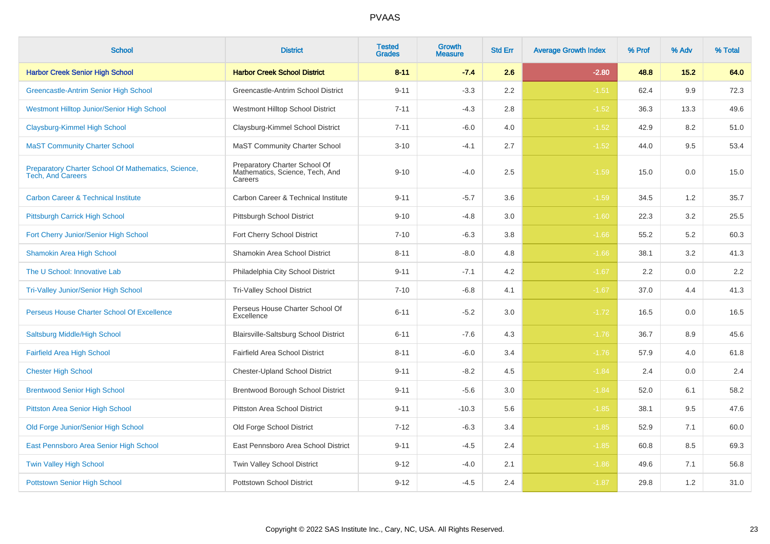# PVAAS

| School | District | Tested Grades | Growth Measure | Std Err | Average Growth Index | % Prof | % Adv | % Total |
|---|---|---|---|---|---|---|---|---|
| **Harbor Creek Senior High School** | **Harbor Creek School District** | **8-11** | **-7.4** | **2.6** | **-2.80** | **48.8** | **15.2** | **64.0** |
| Greencastle-Antrim Senior High School | Greencastle-Antrim School District | 9-11 | -3.3 | 2.2 | -1.51 | 62.4 | 9.9 | 72.3 |
| Westmont Hilltop Junior/Senior High School | Westmont Hilltop School District | 7-11 | -4.3 | 2.8 | -1.52 | 36.3 | 13.3 | 49.6 |
| Claysburg-Kimmel High School | Claysburg-Kimmel School District | 7-11 | -6.0 | 4.0 | -1.52 | 42.9 | 8.2 | 51.0 |
| MaST Community Charter School | MaST Community Charter School | 3-10 | -4.1 | 2.7 | -1.52 | 44.0 | 9.5 | 53.4 |
| Preparatory Charter School Of Mathematics, Science, Tech, And Careers | Preparatory Charter School Of Mathematics, Science, Tech, And Careers | 9-10 | -4.0 | 2.5 | -1.59 | 15.0 | 0.0 | 15.0 |
| Carbon Career & Technical Institute | Carbon Career & Technical Institute | 9-11 | -5.7 | 3.6 | -1.59 | 34.5 | 1.2 | 35.7 |
| Pittsburgh Carrick High School | Pittsburgh School District | 9-10 | -4.8 | 3.0 | -1.60 | 22.3 | 3.2 | 25.5 |
| Fort Cherry Junior/Senior High School | Fort Cherry School District | 7-10 | -6.3 | 3.8 | -1.66 | 55.2 | 5.2 | 60.3 |
| Shamokin Area High School | Shamokin Area School District | 8-11 | -8.0 | 4.8 | -1.66 | 38.1 | 3.2 | 41.3 |
| The U School: Innovative Lab | Philadelphia City School District | 9-11 | -7.1 | 4.2 | -1.67 | 2.2 | 0.0 | 2.2 |
| Tri-Valley Junior/Senior High School | Tri-Valley School District | 7-10 | -6.8 | 4.1 | -1.67 | 37.0 | 4.4 | 41.3 |
| Perseus House Charter School Of Excellence | Perseus House Charter School Of Excellence | 6-11 | -5.2 | 3.0 | -1.72 | 16.5 | 0.0 | 16.5 |
| Saltsburg Middle/High School | Blairsville-Saltsburg School District | 6-11 | -7.6 | 4.3 | -1.76 | 36.7 | 8.9 | 45.6 |
| Fairfield Area High School | Fairfield Area School District | 8-11 | -6.0 | 3.4 | -1.76 | 57.9 | 4.0 | 61.8 |
| Chester High School | Chester-Upland School District | 9-11 | -8.2 | 4.5 | -1.84 | 2.4 | 0.0 | 2.4 |
| Brentwood Senior High School | Brentwood Borough School District | 9-11 | -5.6 | 3.0 | -1.84 | 52.0 | 6.1 | 58.2 |
| Pittston Area Senior High School | Pittston Area School District | 9-11 | -10.3 | 5.6 | -1.85 | 38.1 | 9.5 | 47.6 |
| Old Forge Junior/Senior High School | Old Forge School District | 7-12 | -6.3 | 3.4 | -1.85 | 52.9 | 7.1 | 60.0 |
| East Pennsboro Area Senior High School | East Pennsboro Area School District | 9-11 | -4.5 | 2.4 | -1.85 | 60.8 | 8.5 | 69.3 |
| Twin Valley High School | Twin Valley School District | 9-12 | -4.0 | 2.1 | -1.86 | 49.6 | 7.1 | 56.8 |
| Pottstown Senior High School | Pottstown School District | 9-12 | -4.5 | 2.4 | -1.87 | 29.8 | 1.2 | 31.0 |

Copyright © 2022 SAS Institute Inc., Cary, NC, USA. All Rights Reserved.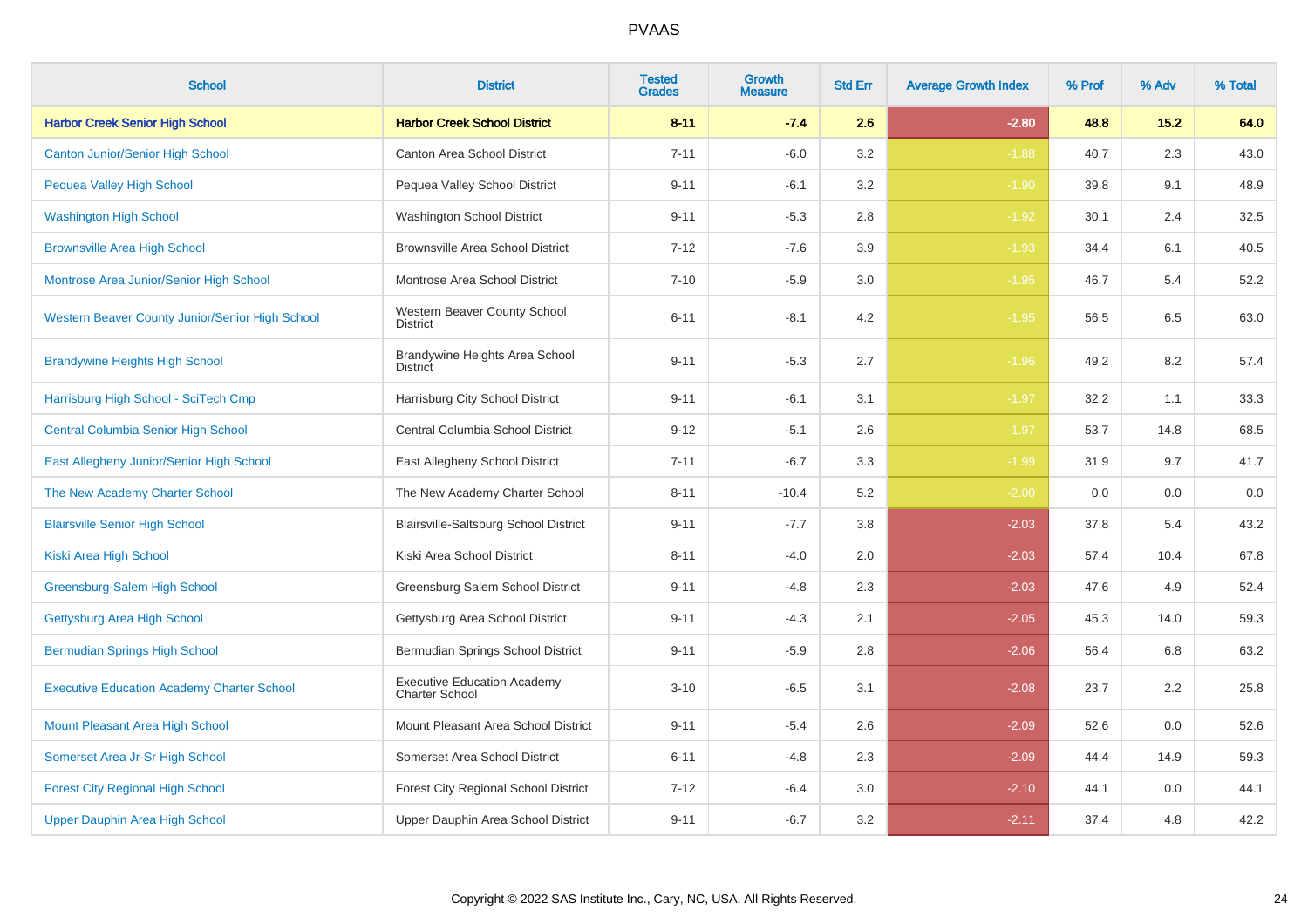# PVAAS

| School | District | Tested Grades | Growth Measure | Std Err | Average Growth Index | % Prof | % Adv | % Total |
|---|---|---|---|---|---|---|---|---|
| **Harbor Creek Senior High School** | **Harbor Creek School District** | **8-11** | **-7.4** | **2.6** | **-2.80** | **48.8** | **15.2** | **64.0** |
| Canton Junior/Senior High School | Canton Area School District | 7-11 | -6.0 | 3.2 | -1.88 | 40.7 | 2.3 | 43.0 |
| Pequea Valley High School | Pequea Valley School District | 9-11 | -6.1 | 3.2 | -1.90 | 39.8 | 9.1 | 48.9 |
| Washington High School | Washington School District | 9-11 | -5.3 | 2.8 | -1.92 | 30.1 | 2.4 | 32.5 |
| Brownsville Area High School | Brownsville Area School District | 7-12 | -7.6 | 3.9 | -1.93 | 34.4 | 6.1 | 40.5 |
| Montrose Area Junior/Senior High School | Montrose Area School District | 7-10 | -5.9 | 3.0 | -1.95 | 46.7 | 5.4 | 52.2 |
| Western Beaver County Junior/Senior High School | Western Beaver County School District | 6-11 | -8.1 | 4.2 | -1.95 | 56.5 | 6.5 | 63.0 |
| Brandywine Heights High School | Brandywine Heights Area School District | 9-11 | -5.3 | 2.7 | -1.96 | 49.2 | 8.2 | 57.4 |
| Harrisburg High School - SciTech Cmp | Harrisburg City School District | 9-11 | -6.1 | 3.1 | -1.97 | 32.2 | 1.1 | 33.3 |
| Central Columbia Senior High School | Central Columbia School District | 9-12 | -5.1 | 2.6 | -1.97 | 53.7 | 14.8 | 68.5 |
| East Allegheny Junior/Senior High School | East Allegheny School District | 7-11 | -6.7 | 3.3 | -1.99 | 31.9 | 9.7 | 41.7 |
| The New Academy Charter School | The New Academy Charter School | 8-11 | -10.4 | 5.2 | -2.00 | 0.0 | 0.0 | 0.0 |
| Blairsville Senior High School | Blairsville-Saltsburg School District | 9-11 | -7.7 | 3.8 | -2.03 | 37.8 | 5.4 | 43.2 |
| Kiski Area High School | Kiski Area School District | 8-11 | -4.0 | 2.0 | -2.03 | 57.4 | 10.4 | 67.8 |
| Greensburg-Salem High School | Greensburg Salem School District | 9-11 | -4.8 | 2.3 | -2.03 | 47.6 | 4.9 | 52.4 |
| Gettysburg Area High School | Gettysburg Area School District | 9-11 | -4.3 | 2.1 | -2.05 | 45.3 | 14.0 | 59.3 |
| Bermudian Springs High School | Bermudian Springs School District | 9-11 | -5.9 | 2.8 | -2.06 | 56.4 | 6.8 | 63.2 |
| Executive Education Academy Charter School | Executive Education Academy Charter School | 3-10 | -6.5 | 3.1 | -2.08 | 23.7 | 2.2 | 25.8 |
| Mount Pleasant Area High School | Mount Pleasant Area School District | 9-11 | -5.4 | 2.6 | -2.09 | 52.6 | 0.0 | 52.6 |
| Somerset Area Jr-Sr High School | Somerset Area School District | 6-11 | -4.8 | 2.3 | -2.09 | 44.4 | 14.9 | 59.3 |
| Forest City Regional High School | Forest City Regional School District | 7-12 | -6.4 | 3.0 | -2.10 | 44.1 | 0.0 | 44.1 |
| Upper Dauphin Area High School | Upper Dauphin Area School District | 9-11 | -6.7 | 3.2 | -2.11 | 37.4 | 4.8 | 42.2 |

Copyright © 2022 SAS Institute Inc., Cary, NC, USA. All Rights Reserved.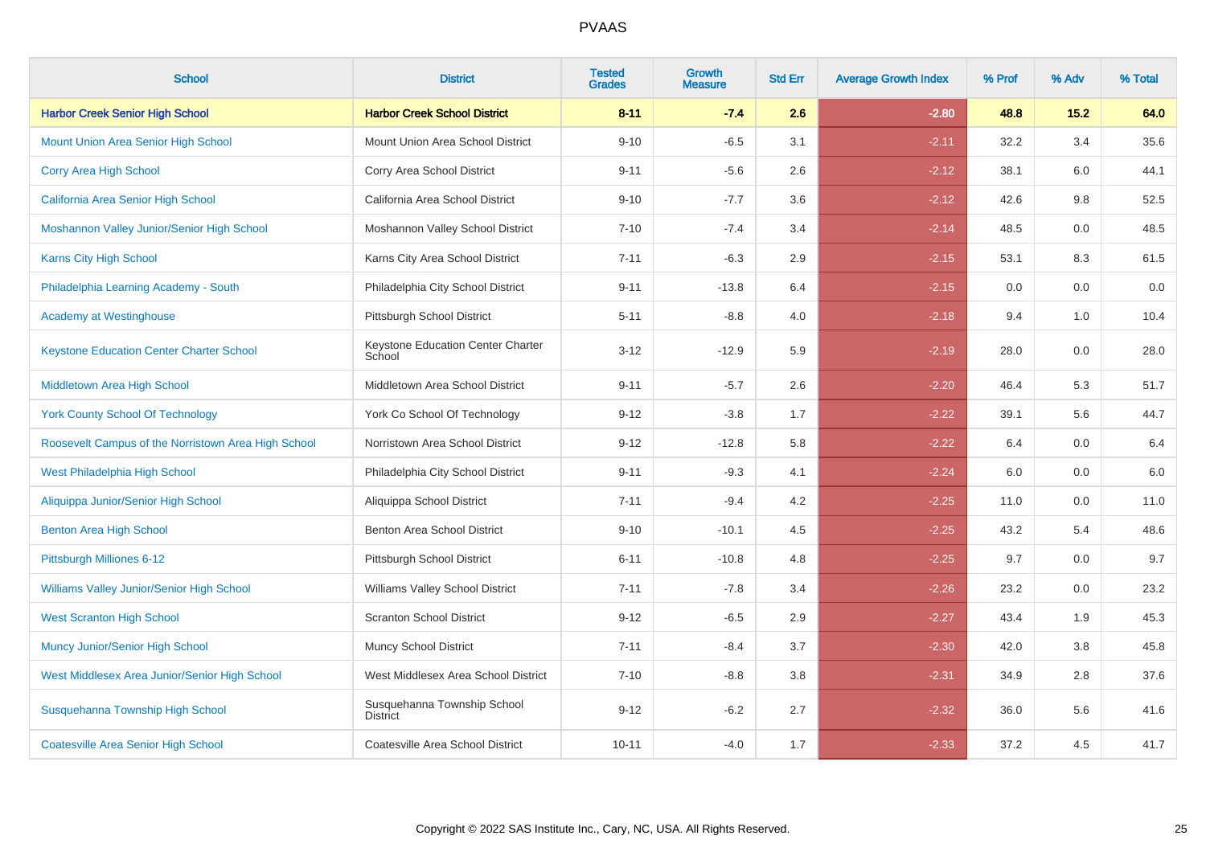# PVAAS

| School | District | Tested Grades | Growth Measure | Std Err | Average Growth Index | % Prof | % Adv | % Total |
|---|---|---|---|---|---|---|---|---|
| **Harbor Creek Senior High School** | **Harbor Creek School District** | **8-11** | **-7.4** | **2.6** | **-2.80** | **48.8** | **15.2** | **64.0** |
| Mount Union Area Senior High School | Mount Union Area School District | 9-10 | -6.5 | 3.1 | -2.11 | 32.2 | 3.4 | 35.6 |
| Corry Area High School | Corry Area School District | 9-11 | -5.6 | 2.6 | -2.12 | 38.1 | 6.0 | 44.1 |
| California Area Senior High School | California Area School District | 9-10 | -7.7 | 3.6 | -2.12 | 42.6 | 9.8 | 52.5 |
| Moshannon Valley Junior/Senior High School | Moshannon Valley School District | 7-10 | -7.4 | 3.4 | -2.14 | 48.5 | 0.0 | 48.5 |
| Karns City High School | Karns City Area School District | 7-11 | -6.3 | 2.9 | -2.15 | 53.1 | 8.3 | 61.5 |
| Philadelphia Learning Academy - South | Philadelphia City School District | 9-11 | -13.8 | 6.4 | -2.15 | 0.0 | 0.0 | 0.0 |
| Academy at Westinghouse | Pittsburgh School District | 5-11 | -8.8 | 4.0 | -2.18 | 9.4 | 1.0 | 10.4 |
| Keystone Education Center Charter School | Keystone Education Center Charter School | 3-12 | -12.9 | 5.9 | -2.19 | 28.0 | 0.0 | 28.0 |
| Middletown Area High School | Middletown Area School District | 9-11 | -5.7 | 2.6 | -2.20 | 46.4 | 5.3 | 51.7 |
| York County School Of Technology | York Co School Of Technology | 9-12 | -3.8 | 1.7 | -2.22 | 39.1 | 5.6 | 44.7 |
| Roosevelt Campus of the Norristown Area High School | Norristown Area School District | 9-12 | -12.8 | 5.8 | -2.22 | 6.4 | 0.0 | 6.4 |
| West Philadelphia High School | Philadelphia City School District | 9-11 | -9.3 | 4.1 | -2.24 | 6.0 | 0.0 | 6.0 |
| Aliquippa Junior/Senior High School | Aliquippa School District | 7-11 | -9.4 | 4.2 | -2.25 | 11.0 | 0.0 | 11.0 |
| Benton Area High School | Benton Area School District | 9-10 | -10.1 | 4.5 | -2.25 | 43.2 | 5.4 | 48.6 |
| Pittsburgh Milliones 6-12 | Pittsburgh School District | 6-11 | -10.8 | 4.8 | -2.25 | 9.7 | 0.0 | 9.7 |
| Williams Valley Junior/Senior High School | Williams Valley School District | 7-11 | -7.8 | 3.4 | -2.26 | 23.2 | 0.0 | 23.2 |
| West Scranton High School | Scranton School District | 9-12 | -6.5 | 2.9 | -2.27 | 43.4 | 1.9 | 45.3 |
| Muncy Junior/Senior High School | Muncy School District | 7-11 | -8.4 | 3.7 | -2.30 | 42.0 | 3.8 | 45.8 |
| West Middlesex Area Junior/Senior High School | West Middlesex Area School District | 7-10 | -8.8 | 3.8 | -2.31 | 34.9 | 2.8 | 37.6 |
| Susquehanna Township High School | Susquehanna Township School District | 9-12 | -6.2 | 2.7 | -2.32 | 36.0 | 5.6 | 41.6 |
| Coatesville Area Senior High School | Coatesville Area School District | 10-11 | -4.0 | 1.7 | -2.33 | 37.2 | 4.5 | 41.7 |

Copyright © 2022 SAS Institute Inc., Cary, NC, USA. All Rights Reserved.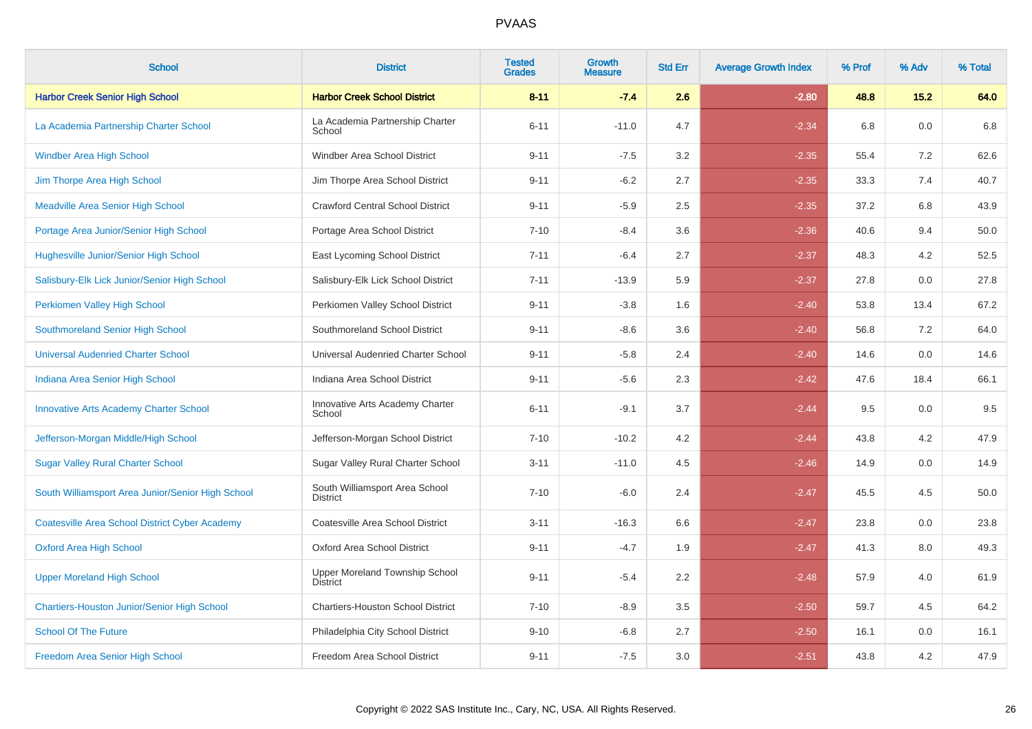| School | District | Tested Grades | Growth Measure | Std Err | Average Growth Index | % Prof | % Adv | % Total |
|---|---|---|---|---|---|---|---|---|
| **Harbor Creek Senior High School** | **Harbor Creek School District** | **8-11** | **-7.4** | **2.6** | **-2.80** | **48.8** | **15.2** | **64.0** |
| La Academia Partnership Charter School | La Academia Partnership Charter School | 6-11 | -11.0 | 4.7 | -2.34 | 6.8 | 0.0 | 6.8 |
| Windber Area High School | Windber Area School District | 9-11 | -7.5 | 3.2 | -2.35 | 55.4 | 7.2 | 62.6 |
| Jim Thorpe Area High School | Jim Thorpe Area School District | 9-11 | -6.2 | 2.7 | -2.35 | 33.3 | 7.4 | 40.7 |
| Meadville Area Senior High School | Crawford Central School District | 9-11 | -5.9 | 2.5 | -2.35 | 37.2 | 6.8 | 43.9 |
| Portage Area Junior/Senior High School | Portage Area School District | 7-10 | -8.4 | 3.6 | -2.36 | 40.6 | 9.4 | 50.0 |
| Hughesville Junior/Senior High School | East Lycoming School District | 7-11 | -6.4 | 2.7 | -2.37 | 48.3 | 4.2 | 52.5 |
| Salisbury-Elk Lick Junior/Senior High School | Salisbury-Elk Lick School District | 7-11 | -13.9 | 5.9 | -2.37 | 27.8 | 0.0 | 27.8 |
| Perkiomen Valley High School | Perkiomen Valley School District | 9-11 | -3.8 | 1.6 | -2.40 | 53.8 | 13.4 | 67.2 |
| Southmoreland Senior High School | Southmoreland School District | 9-11 | -8.6 | 3.6 | -2.40 | 56.8 | 7.2 | 64.0 |
| Universal Audenried Charter School | Universal Audenried Charter School | 9-11 | -5.8 | 2.4 | -2.40 | 14.6 | 0.0 | 14.6 |
| Indiana Area Senior High School | Indiana Area School District | 9-11 | -5.6 | 2.3 | -2.42 | 47.6 | 18.4 | 66.1 |
| Innovative Arts Academy Charter School | Innovative Arts Academy Charter School | 6-11 | -9.1 | 3.7 | -2.44 | 9.5 | 0.0 | 9.5 |
| Jefferson-Morgan Middle/High School | Jefferson-Morgan School District | 7-10 | -10.2 | 4.2 | -2.44 | 43.8 | 4.2 | 47.9 |
| Sugar Valley Rural Charter School | Sugar Valley Rural Charter School | 3-11 | -11.0 | 4.5 | -2.46 | 14.9 | 0.0 | 14.9 |
| South Williamsport Area Junior/Senior High School | South Williamsport Area School District | 7-10 | -6.0 | 2.4 | -2.47 | 45.5 | 4.5 | 50.0 |
| Coatesville Area School District Cyber Academy | Coatesville Area School District | 3-11 | -16.3 | 6.6 | -2.47 | 23.8 | 0.0 | 23.8 |
| Oxford Area High School | Oxford Area School District | 9-11 | -4.7 | 1.9 | -2.47 | 41.3 | 8.0 | 49.3 |
| Upper Moreland High School | Upper Moreland Township School District | 9-11 | -5.4 | 2.2 | -2.48 | 57.9 | 4.0 | 61.9 |
| Chartiers-Houston Junior/Senior High School | Chartiers-Houston School District | 7-10 | -8.9 | 3.5 | -2.50 | 59.7 | 4.5 | 64.2 |
| School Of The Future | Philadelphia City School District | 9-10 | -6.8 | 2.7 | -2.50 | 16.1 | 0.0 | 16.1 |
| Freedom Area Senior High School | Freedom Area School District | 9-11 | -7.5 | 3.0 | -2.51 | 43.8 | 4.2 | 47.9 |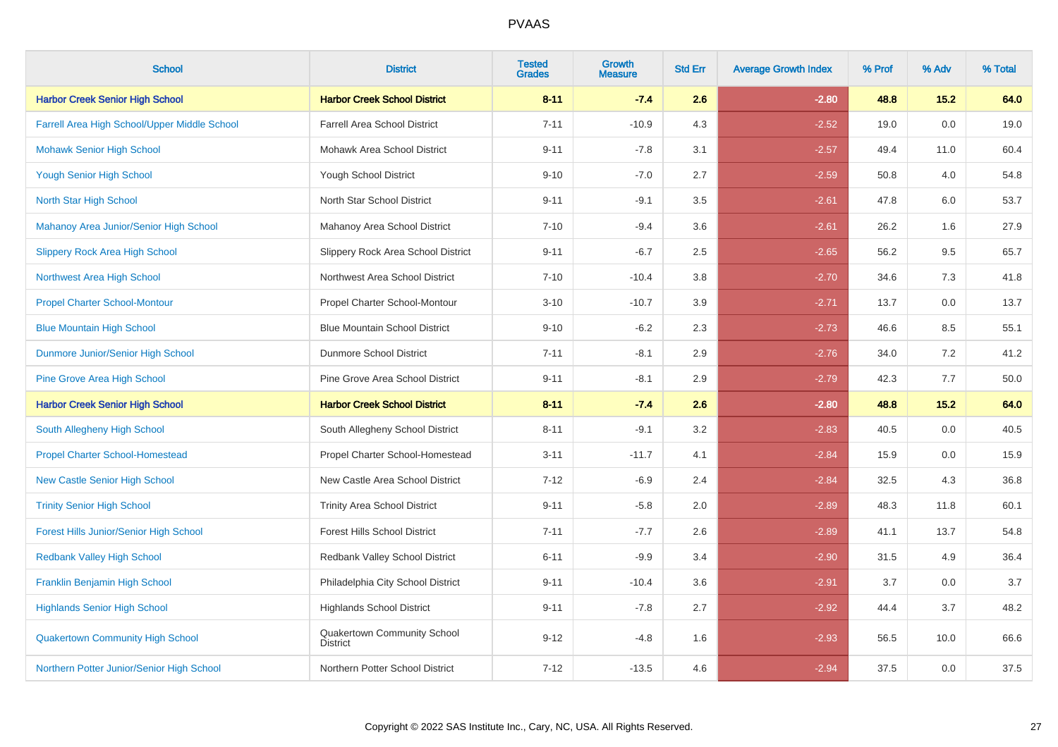# PVAAS

| School | District | Tested Grades | Growth Measure | Std Err | Average Growth Index | % Prof | % Adv | % Total |
|---|---|---|---|---|---|---|---|---|
| **Harbor Creek Senior High School** | **Harbor Creek School District** | **8-11** | **-7.4** | **2.6** | **-2.80** | **48.8** | **15.2** | **64.0** |
| Farrell Area High School/Upper Middle School | Farrell Area School District | 7-11 | -10.9 | 4.3 | -2.52 | 19.0 | 0.0 | 19.0 |
| Mohawk Senior High School | Mohawk Area School District | 9-11 | -7.8 | 3.1 | -2.57 | 49.4 | 11.0 | 60.4 |
| Yough Senior High School | Yough School District | 9-10 | -7.0 | 2.7 | -2.59 | 50.8 | 4.0 | 54.8 |
| North Star High School | North Star School District | 9-11 | -9.1 | 3.5 | -2.61 | 47.8 | 6.0 | 53.7 |
| Mahanoy Area Junior/Senior High School | Mahanoy Area School District | 7-10 | -9.4 | 3.6 | -2.61 | 26.2 | 1.6 | 27.9 |
| Slippery Rock Area High School | Slippery Rock Area School District | 9-11 | -6.7 | 2.5 | -2.65 | 56.2 | 9.5 | 65.7 |
| Northwest Area High School | Northwest Area School District | 7-10 | -10.4 | 3.8 | -2.70 | 34.6 | 7.3 | 41.8 |
| Propel Charter School-Montour | Propel Charter School-Montour | 3-10 | -10.7 | 3.9 | -2.71 | 13.7 | 0.0 | 13.7 |
| Blue Mountain High School | Blue Mountain School District | 9-10 | -6.2 | 2.3 | -2.73 | 46.6 | 8.5 | 55.1 |
| Dunmore Junior/Senior High School | Dunmore School District | 7-11 | -8.1 | 2.9 | -2.76 | 34.0 | 7.2 | 41.2 |
| Pine Grove Area High School | Pine Grove Area School District | 9-11 | -8.1 | 2.9 | -2.79 | 42.3 | 7.7 | 50.0 |
| **Harbor Creek Senior High School** | **Harbor Creek School District** | **8-11** | **-7.4** | **2.6** | **-2.80** | **48.8** | **15.2** | **64.0** |
| South Allegheny High School | South Allegheny School District | 8-11 | -9.1 | 3.2 | -2.83 | 40.5 | 0.0 | 40.5 |
| Propel Charter School-Homestead | Propel Charter School-Homestead | 3-11 | -11.7 | 4.1 | -2.84 | 15.9 | 0.0 | 15.9 |
| New Castle Senior High School | New Castle Area School District | 7-12 | -6.9 | 2.4 | -2.84 | 32.5 | 4.3 | 36.8 |
| Trinity Senior High School | Trinity Area School District | 9-11 | -5.8 | 2.0 | -2.89 | 48.3 | 11.8 | 60.1 |
| Forest Hills Junior/Senior High School | Forest Hills School District | 7-11 | -7.7 | 2.6 | -2.89 | 41.1 | 13.7 | 54.8 |
| Redbank Valley High School | Redbank Valley School District | 6-11 | -9.9 | 3.4 | -2.90 | 31.5 | 4.9 | 36.4 |
| Franklin Benjamin High School | Philadelphia City School District | 9-11 | -10.4 | 3.6 | -2.91 | 3.7 | 0.0 | 3.7 |
| Highlands Senior High School | Highlands School District | 9-11 | -7.8 | 2.7 | -2.92 | 44.4 | 3.7 | 48.2 |
| Quakertown Community High School | Quakertown Community School District | 9-12 | -4.8 | 1.6 | -2.93 | 56.5 | 10.0 | 66.6 |
| Northern Potter Junior/Senior High School | Northern Potter School District | 7-12 | -13.5 | 4.6 | -2.94 | 37.5 | 0.0 | 37.5 |

Copyright © 2022 SAS Institute Inc., Cary, NC, USA. All Rights Reserved.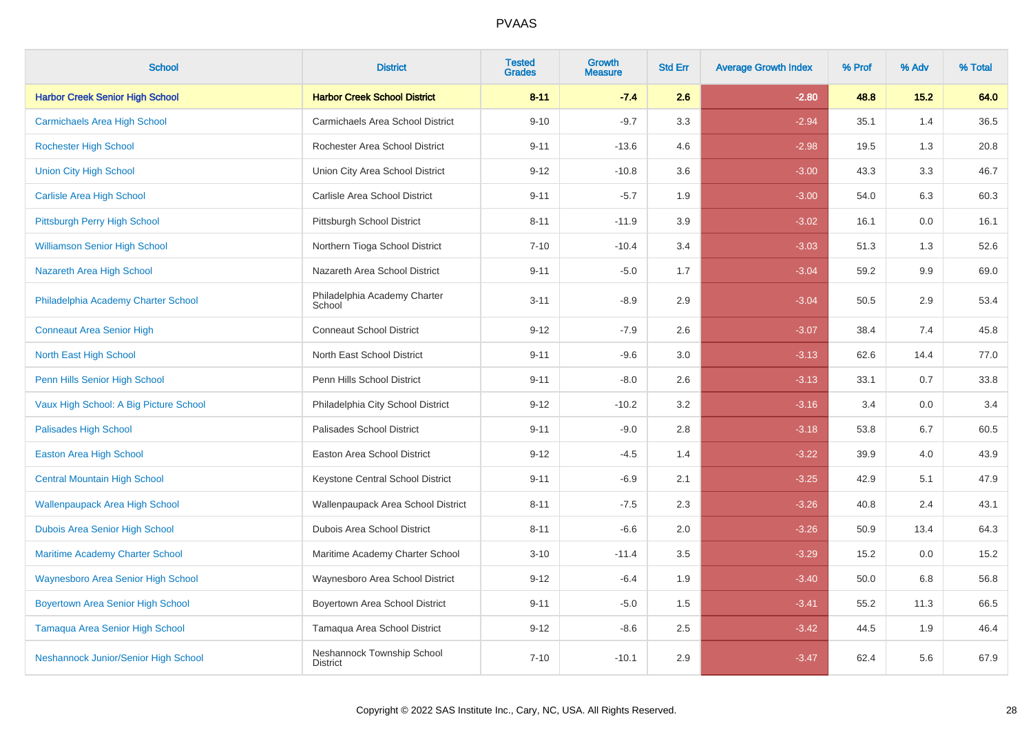| School | District | Tested Grades | Growth Measure | Std Err | Average Growth Index | % Prof | % Adv | % Total |
|---|---|---|---|---|---|---|---|---|
| **Harbor Creek Senior High School** | **Harbor Creek School District** | **8-11** | **-7.4** | **2.6** | **-2.80** | **48.8** | **15.2** | **64.0** |
| Carmichaels Area High School | Carmichaels Area School District | 9-10 | -9.7 | 3.3 | -2.94 | 35.1 | 1.4 | 36.5 |
| Rochester High School | Rochester Area School District | 9-11 | -13.6 | 4.6 | -2.98 | 19.5 | 1.3 | 20.8 |
| Union City High School | Union City Area School District | 9-12 | -10.8 | 3.6 | -3.00 | 43.3 | 3.3 | 46.7 |
| Carlisle Area High School | Carlisle Area School District | 9-11 | -5.7 | 1.9 | -3.00 | 54.0 | 6.3 | 60.3 |
| Pittsburgh Perry High School | Pittsburgh School District | 8-11 | -11.9 | 3.9 | -3.02 | 16.1 | 0.0 | 16.1 |
| Williamson Senior High School | Northern Tioga School District | 7-10 | -10.4 | 3.4 | -3.03 | 51.3 | 1.3 | 52.6 |
| Nazareth Area High School | Nazareth Area School District | 9-11 | -5.0 | 1.7 | -3.04 | 59.2 | 9.9 | 69.0 |
| Philadelphia Academy Charter School | Philadelphia Academy Charter School | 3-11 | -8.9 | 2.9 | -3.04 | 50.5 | 2.9 | 53.4 |
| Conneaut Area Senior High | Conneaut School District | 9-12 | -7.9 | 2.6 | -3.07 | 38.4 | 7.4 | 45.8 |
| North East High School | North East School District | 9-11 | -9.6 | 3.0 | -3.13 | 62.6 | 14.4 | 77.0 |
| Penn Hills Senior High School | Penn Hills School District | 9-11 | -8.0 | 2.6 | -3.13 | 33.1 | 0.7 | 33.8 |
| Vaux High School: A Big Picture School | Philadelphia City School District | 9-12 | -10.2 | 3.2 | -3.16 | 3.4 | 0.0 | 3.4 |
| Palisades High School | Palisades School District | 9-11 | -9.0 | 2.8 | -3.18 | 53.8 | 6.7 | 60.5 |
| Easton Area High School | Easton Area School District | 9-12 | -4.5 | 1.4 | -3.22 | 39.9 | 4.0 | 43.9 |
| Central Mountain High School | Keystone Central School District | 9-11 | -6.9 | 2.1 | -3.25 | 42.9 | 5.1 | 47.9 |
| Wallenpaupack Area High School | Wallenpaupack Area School District | 8-11 | -7.5 | 2.3 | -3.26 | 40.8 | 2.4 | 43.1 |
| Dubois Area Senior High School | Dubois Area School District | 8-11 | -6.6 | 2.0 | -3.26 | 50.9 | 13.4 | 64.3 |
| Maritime Academy Charter School | Maritime Academy Charter School | 3-10 | -11.4 | 3.5 | -3.29 | 15.2 | 0.0 | 15.2 |
| Waynesboro Area Senior High School | Waynesboro Area School District | 9-12 | -6.4 | 1.9 | -3.40 | 50.0 | 6.8 | 56.8 |
| Boyertown Area Senior High School | Boyertown Area School District | 9-11 | -5.0 | 1.5 | -3.41 | 55.2 | 11.3 | 66.5 |
| Tamaqua Area Senior High School | Tamaqua Area School District | 9-12 | -8.6 | 2.5 | -3.42 | 44.5 | 1.9 | 46.4 |
| Neshannock Junior/Senior High School | Neshannock Township School District | 7-10 | -10.1 | 2.9 | -3.47 | 62.4 | 5.6 | 67.9 |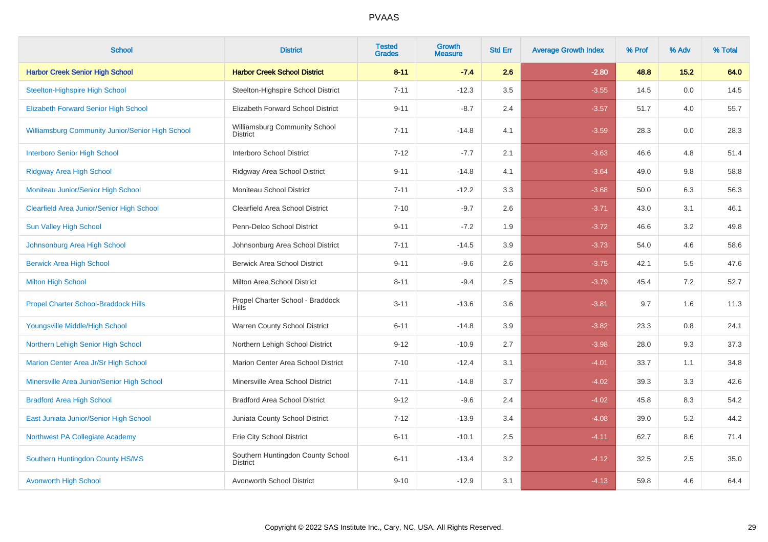| School | District | Tested Grades | Growth Measure | Std Err | Average Growth Index | % Prof | % Adv | % Total |
|---|---|---|---|---|---|---|---|---|
| **Harbor Creek Senior High School** | **Harbor Creek School District** | **8-11** | **-7.4** | **2.6** | **-2.80** | **48.8** | **15.2** | **64.0** |
| Steelton-Highspire High School | Steelton-Highspire School District | 7-11 | -12.3 | 3.5 | -3.55 | 14.5 | 0.0 | 14.5 |
| Elizabeth Forward Senior High School | Elizabeth Forward School District | 9-11 | -8.7 | 2.4 | -3.57 | 51.7 | 4.0 | 55.7 |
| Williamsburg Community Junior/Senior High School | Williamsburg Community School District | 7-11 | -14.8 | 4.1 | -3.59 | 28.3 | 0.0 | 28.3 |
| Interboro Senior High School | Interboro School District | 7-12 | -7.7 | 2.1 | -3.63 | 46.6 | 4.8 | 51.4 |
| Ridgway Area High School | Ridgway Area School District | 9-11 | -14.8 | 4.1 | -3.64 | 49.0 | 9.8 | 58.8 |
| Moniteau Junior/Senior High School | Moniteau School District | 7-11 | -12.2 | 3.3 | -3.68 | 50.0 | 6.3 | 56.3 |
| Clearfield Area Junior/Senior High School | Clearfield Area School District | 7-10 | -9.7 | 2.6 | -3.71 | 43.0 | 3.1 | 46.1 |
| Sun Valley High School | Penn-Delco School District | 9-11 | -7.2 | 1.9 | -3.72 | 46.6 | 3.2 | 49.8 |
| Johnsonburg Area High School | Johnsonburg Area School District | 7-11 | -14.5 | 3.9 | -3.73 | 54.0 | 4.6 | 58.6 |
| Berwick Area High School | Berwick Area School District | 9-11 | -9.6 | 2.6 | -3.75 | 42.1 | 5.5 | 47.6 |
| Milton High School | Milton Area School District | 8-11 | -9.4 | 2.5 | -3.79 | 45.4 | 7.2 | 52.7 |
| Propel Charter School-Braddock Hills | Propel Charter School - Braddock Hills | 3-11 | -13.6 | 3.6 | -3.81 | 9.7 | 1.6 | 11.3 |
| Youngsville Middle/High School | Warren County School District | 6-11 | -14.8 | 3.9 | -3.82 | 23.3 | 0.8 | 24.1 |
| Northern Lehigh Senior High School | Northern Lehigh School District | 9-12 | -10.9 | 2.7 | -3.98 | 28.0 | 9.3 | 37.3 |
| Marion Center Area Jr/Sr High School | Marion Center Area School District | 7-10 | -12.4 | 3.1 | -4.01 | 33.7 | 1.1 | 34.8 |
| Minersville Area Junior/Senior High School | Minersville Area School District | 7-11 | -14.8 | 3.7 | -4.02 | 39.3 | 3.3 | 42.6 |
| Bradford Area High School | Bradford Area School District | 9-12 | -9.6 | 2.4 | -4.02 | 45.8 | 8.3 | 54.2 |
| East Juniata Junior/Senior High School | Juniata County School District | 7-12 | -13.9 | 3.4 | -4.08 | 39.0 | 5.2 | 44.2 |
| Northwest PA Collegiate Academy | Erie City School District | 6-11 | -10.1 | 2.5 | -4.11 | 62.7 | 8.6 | 71.4 |
| Southern Huntingdon County HS/MS | Southern Huntingdon County School District | 6-11 | -13.4 | 3.2 | -4.12 | 32.5 | 2.5 | 35.0 |
| Avonworth High School | Avonworth School District | 9-10 | -12.9 | 3.1 | -4.13 | 59.8 | 4.6 | 64.4 |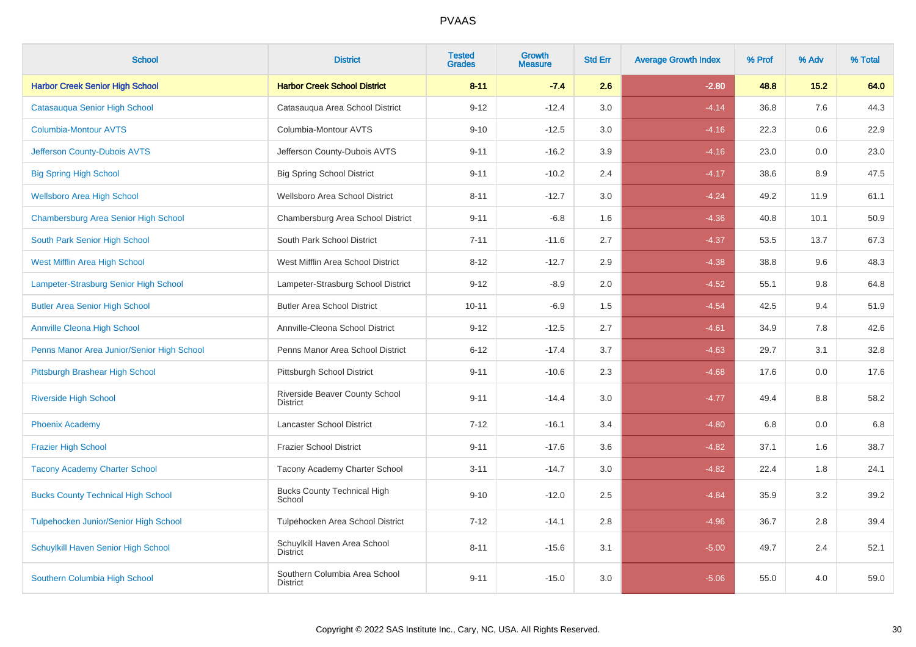# PVAAS

| School | District | Tested Grades | Growth Measure | Std Err | Average Growth Index | % Prof | % Adv | % Total |
|---|---|---|---|---|---|---|---|---|
| **Harbor Creek Senior High School** | **Harbor Creek School District** | **8-11** | **-7.4** | **2.6** | **-2.80** | **48.8** | **15.2** | **64.0** |
| Catasauqua Senior High School | Catasauqua Area School District | 9-12 | -12.4 | 3.0 | -4.14 | 36.8 | 7.6 | 44.3 |
| Columbia-Montour AVTS | Columbia-Montour AVTS | 9-10 | -12.5 | 3.0 | -4.16 | 22.3 | 0.6 | 22.9 |
| Jefferson County-Dubois AVTS | Jefferson County-Dubois AVTS | 9-11 | -16.2 | 3.9 | -4.16 | 23.0 | 0.0 | 23.0 |
| Big Spring High School | Big Spring School District | 9-11 | -10.2 | 2.4 | -4.17 | 38.6 | 8.9 | 47.5 |
| Wellsboro Area High School | Wellsboro Area School District | 8-11 | -12.7 | 3.0 | -4.24 | 49.2 | 11.9 | 61.1 |
| Chambersburg Area Senior High School | Chambersburg Area School District | 9-11 | -6.8 | 1.6 | -4.36 | 40.8 | 10.1 | 50.9 |
| South Park Senior High School | South Park School District | 7-11 | -11.6 | 2.7 | -4.37 | 53.5 | 13.7 | 67.3 |
| West Mifflin Area High School | West Mifflin Area School District | 8-12 | -12.7 | 2.9 | -4.38 | 38.8 | 9.6 | 48.3 |
| Lampeter-Strasburg Senior High School | Lampeter-Strasburg School District | 9-12 | -8.9 | 2.0 | -4.52 | 55.1 | 9.8 | 64.8 |
| Butler Area Senior High School | Butler Area School District | 10-11 | -6.9 | 1.5 | -4.54 | 42.5 | 9.4 | 51.9 |
| Annville Cleona High School | Annville-Cleona School District | 9-12 | -12.5 | 2.7 | -4.61 | 34.9 | 7.8 | 42.6 |
| Penns Manor Area Junior/Senior High School | Penns Manor Area School District | 6-12 | -17.4 | 3.7 | -4.63 | 29.7 | 3.1 | 32.8 |
| Pittsburgh Brashear High School | Pittsburgh School District | 9-11 | -10.6 | 2.3 | -4.68 | 17.6 | 0.0 | 17.6 |
| Riverside High School | Riverside Beaver County School District | 9-11 | -14.4 | 3.0 | -4.77 | 49.4 | 8.8 | 58.2 |
| Phoenix Academy | Lancaster School District | 7-12 | -16.1 | 3.4 | -4.80 | 6.8 | 0.0 | 6.8 |
| Frazier High School | Frazier School District | 9-11 | -17.6 | 3.6 | -4.82 | 37.1 | 1.6 | 38.7 |
| Tacony Academy Charter School | Tacony Academy Charter School | 3-11 | -14.7 | 3.0 | -4.82 | 22.4 | 1.8 | 24.1 |
| Bucks County Technical High School | Bucks County Technical High School | 9-10 | -12.0 | 2.5 | -4.84 | 35.9 | 3.2 | 39.2 |
| Tulpehocken Junior/Senior High School | Tulpehocken Area School District | 7-12 | -14.1 | 2.8 | -4.96 | 36.7 | 2.8 | 39.4 |
| Schuylkill Haven Senior High School | Schuylkill Haven Area School District | 8-11 | -15.6 | 3.1 | -5.00 | 49.7 | 2.4 | 52.1 |
| Southern Columbia High School | Southern Columbia Area School District | 9-11 | -15.0 | 3.0 | -5.06 | 55.0 | 4.0 | 59.0 |

Copyright © 2022 SAS Institute Inc., Cary, NC, USA. All Rights Reserved.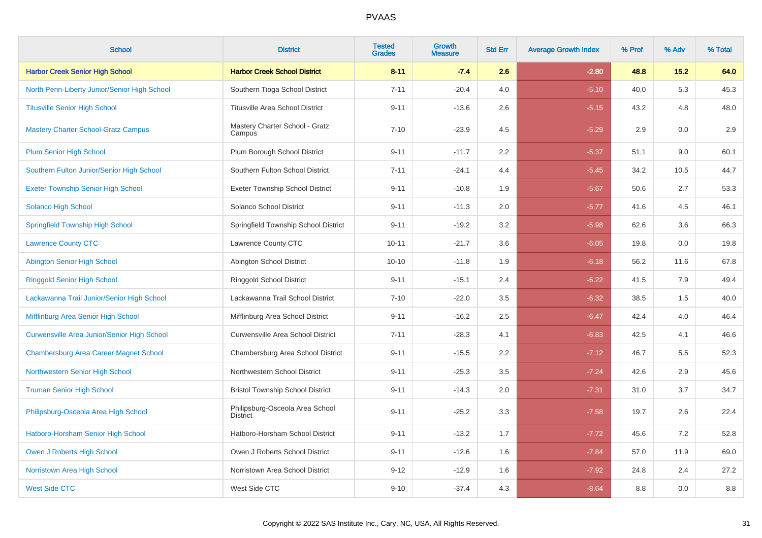# PVAAS

| School | District | Tested Grades | Growth Measure | Std Err | Average Growth Index | % Prof | % Adv | % Total |
|---|---|---|---|---|---|---|---|---|
| **Harbor Creek Senior High School** | **Harbor Creek School District** | **8-11** | **-7.4** | **2.6** | **-2.80** | **48.8** | **15.2** | **64.0** |
| North Penn-Liberty Junior/Senior High School | Southern Tioga School District | 7-11 | -20.4 | 4.0 | -5.10 | 40.0 | 5.3 | 45.3 |
| Titusville Senior High School | Titusville Area School District | 9-11 | -13.6 | 2.6 | -5.15 | 43.2 | 4.8 | 48.0 |
| Mastery Charter School-Gratz Campus | Mastery Charter School - Gratz Campus | 7-10 | -23.9 | 4.5 | -5.29 | 2.9 | 0.0 | 2.9 |
| Plum Senior High School | Plum Borough School District | 9-11 | -11.7 | 2.2 | -5.37 | 51.1 | 9.0 | 60.1 |
| Southern Fulton Junior/Senior High School | Southern Fulton School District | 7-11 | -24.1 | 4.4 | -5.45 | 34.2 | 10.5 | 44.7 |
| Exeter Township Senior High School | Exeter Township School District | 9-11 | -10.8 | 1.9 | -5.67 | 50.6 | 2.7 | 53.3 |
| Solanco High School | Solanco School District | 9-11 | -11.3 | 2.0 | -5.77 | 41.6 | 4.5 | 46.1 |
| Springfield Township High School | Springfield Township School District | 9-11 | -19.2 | 3.2 | -5.98 | 62.6 | 3.6 | 66.3 |
| Lawrence County CTC | Lawrence County CTC | 10-11 | -21.7 | 3.6 | -6.05 | 19.8 | 0.0 | 19.8 |
| Abington Senior High School | Abington School District | 10-10 | -11.8 | 1.9 | -6.18 | 56.2 | 11.6 | 67.8 |
| Ringgold Senior High School | Ringgold School District | 9-11 | -15.1 | 2.4 | -6.22 | 41.5 | 7.9 | 49.4 |
| Lackawanna Trail Junior/Senior High School | Lackawanna Trail School District | 7-10 | -22.0 | 3.5 | -6.32 | 38.5 | 1.5 | 40.0 |
| Mifflinburg Area Senior High School | Mifflinburg Area School District | 9-11 | -16.2 | 2.5 | -6.47 | 42.4 | 4.0 | 46.4 |
| Curwensville Area Junior/Senior High School | Curwensville Area School District | 7-11 | -28.3 | 4.1 | -6.83 | 42.5 | 4.1 | 46.6 |
| Chambersburg Area Career Magnet School | Chambersburg Area School District | 9-11 | -15.5 | 2.2 | -7.12 | 46.7 | 5.5 | 52.3 |
| Northwestern Senior High School | Northwestern School District | 9-11 | -25.3 | 3.5 | -7.24 | 42.6 | 2.9 | 45.6 |
| Truman Senior High School | Bristol Township School District | 9-11 | -14.3 | 2.0 | -7.31 | 31.0 | 3.7 | 34.7 |
| Philipsburg-Osceola Area High School | Philipsburg-Osceola Area School District | 9-11 | -25.2 | 3.3 | -7.58 | 19.7 | 2.6 | 22.4 |
| Hatboro-Horsham Senior High School | Hatboro-Horsham School District | 9-11 | -13.2 | 1.7 | -7.72 | 45.6 | 7.2 | 52.8 |
| Owen J Roberts High School | Owen J Roberts School District | 9-11 | -12.6 | 1.6 | -7.84 | 57.0 | 11.9 | 69.0 |
| Norristown Area High School | Norristown Area School District | 9-12 | -12.9 | 1.6 | -7.92 | 24.8 | 2.4 | 27.2 |
| West Side CTC | West Side CTC | 9-10 | -37.4 | 4.3 | -8.64 | 8.8 | 0.0 | 8.8 |

Copyright © 2022 SAS Institute Inc., Cary, NC, USA. All Rights Reserved.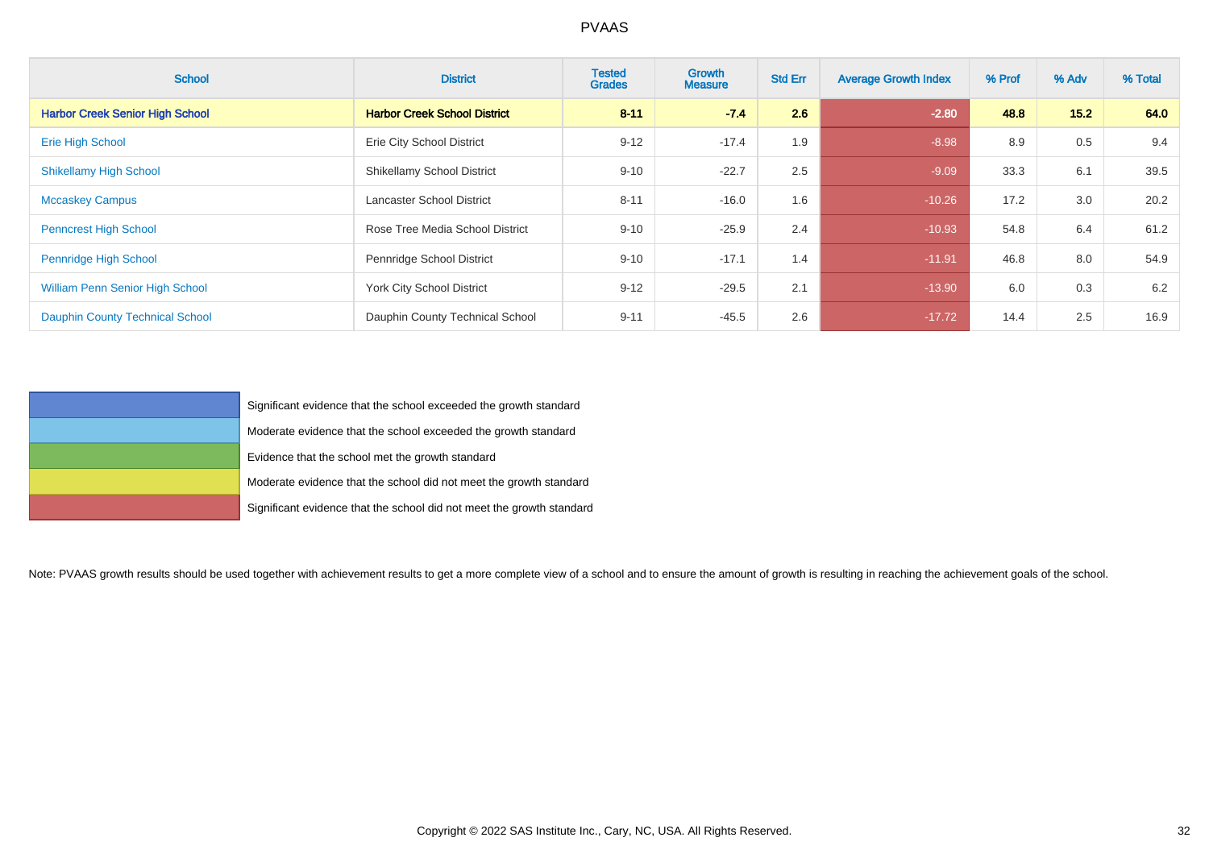PVAAS

| School | District | Tested Grades | Growth Measure | Std Err | Average Growth Index | % Prof | % Adv | % Total |
|---|---|---|---|---|---|---|---|---|
| **Harbor Creek Senior High School** | **Harbor Creek School District** | **8-11** | **-7.4** | **2.6** | **-2.80** | **48.8** | **15.2** | **64.0** |
| Erie High School | Erie City School District | 9-12 | -17.4 | 1.9 | -8.98 | 8.9 | 0.5 | 9.4 |
| Shikellamy High School | Shikellamy School District | 9-10 | -22.7 | 2.5 | -9.09 | 33.3 | 6.1 | 39.5 |
| Mccaskey Campus | Lancaster School District | 8-11 | -16.0 | 1.6 | -10.26 | 17.2 | 3.0 | 20.2 |
| Penncrest High School | Rose Tree Media School District | 9-10 | -25.9 | 2.4 | -10.93 | 54.8 | 6.4 | 61.2 |
| Pennridge High School | Pennridge School District | 9-10 | -17.1 | 1.4 | -11.91 | 46.8 | 8.0 | 54.9 |
| William Penn Senior High School | York City School District | 9-12 | -29.5 | 2.1 | -13.90 | 6.0 | 0.3 | 6.2 |
| Dauphin County Technical School | Dauphin County Technical School | 9-11 | -45.5 | 2.6 | -17.72 | 14.4 | 2.5 | 16.9 |

Significant evidence that the school exceeded the growth standard

Moderate evidence that the school exceeded the growth standard

Evidence that the school met the growth standard

Moderate evidence that the school did not meet the growth standard

Significant evidence that the school did not meet the growth standard

Note: PVAAS growth results should be used together with achievement results to get a more complete view of a school and to ensure the amount of growth is resulting in reaching the achievement goals of the school.

Copyright © 2022 SAS Institute Inc., Cary, NC, USA. All Rights Reserved.